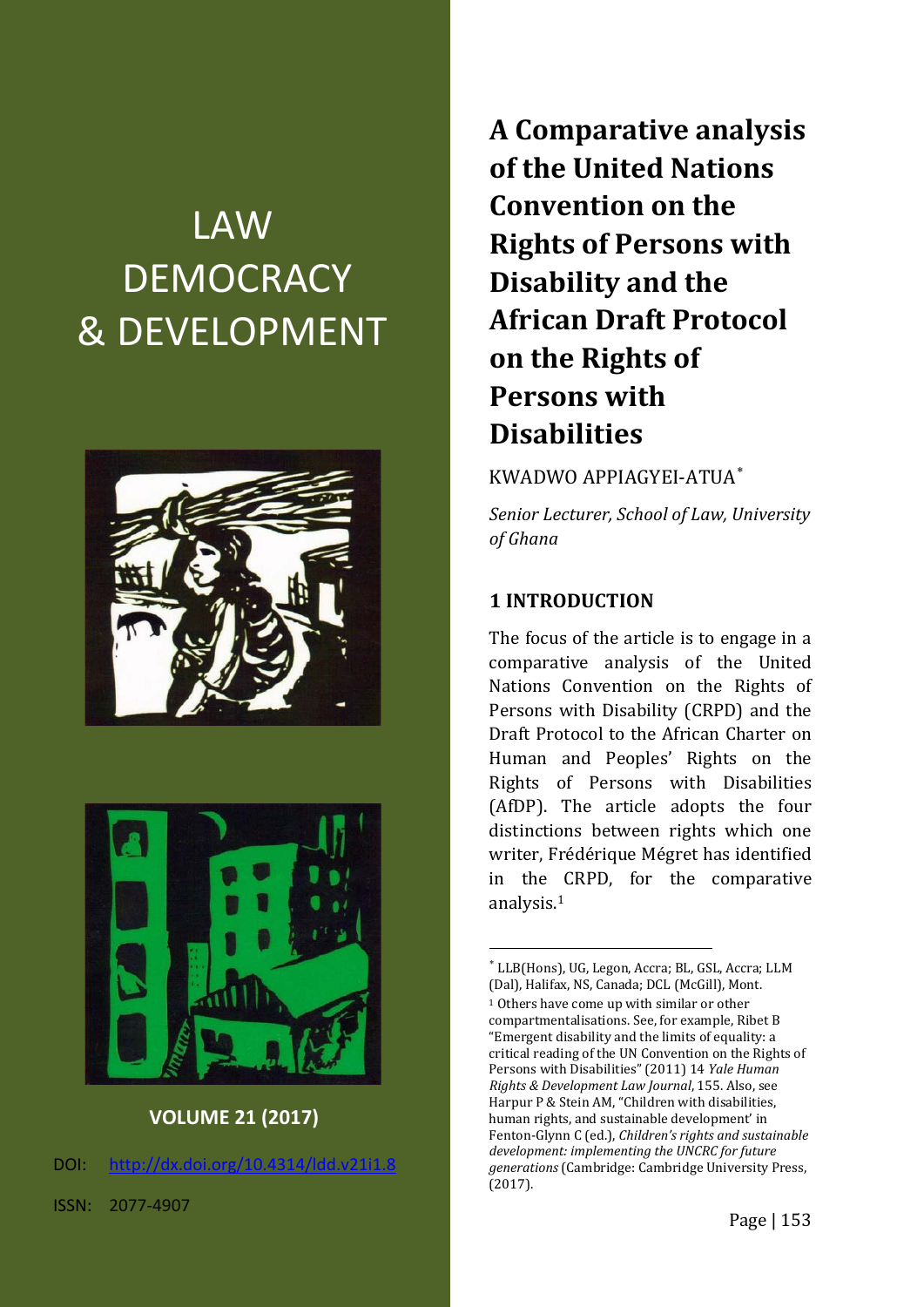LAW DEMOCRACY & DEVELOPMENT

**VOLUME 21 (2017)**

DOI: http://dx.doi.org/10.4314/ldd.v21i1.8

ISSN: 2077-4907

# A Comparative analysis of the United Nations Convention on the Rights of Persons with Disability and the African Draft Protocol on the Rights of Persons with Disabilities

KWADWO APPIAGYEI-ATUA[*]

*Senior Lecturer, School of Law, University of Ghana*

## 1 INTRODUCTION

The focus of the article is to engage in a comparative analysis of the United Nations Convention on the Rights of Persons with Disability (CRPD) and the Draft Protocol to the African Charter on Human and Peoples' Rights on the Rights of Persons with Disabilities (AfDP). The article adopts the four distinctions between rights which one writer, Frédérique Mégret has identified in the CRPD, for the comparative analysis.[1]

---

[*] LLB(Hons), UG, Legon, Accra; BL, GSL, Accra; LLM (Dal), Halifax, NS, Canada; DCL (McGill), Mont.

[1] Others have come up with similar or other compartmentalisations. See, for example, Ribet B "Emergent disability and the limits of equality: a critical reading of the UN Convention on the Rights of Persons with Disabilities" (2011) 14 *Yale Human Rights & Development Law Journal*, 155. Also, see Harpur P & Stein AM, "Children with disabilities, human rights, and sustainable development' in Fenton-Glynn C (ed.), *Children's rights and sustainable development: implementing the UNCRC for future generations* (Cambridge: Cambridge University Press, (2017).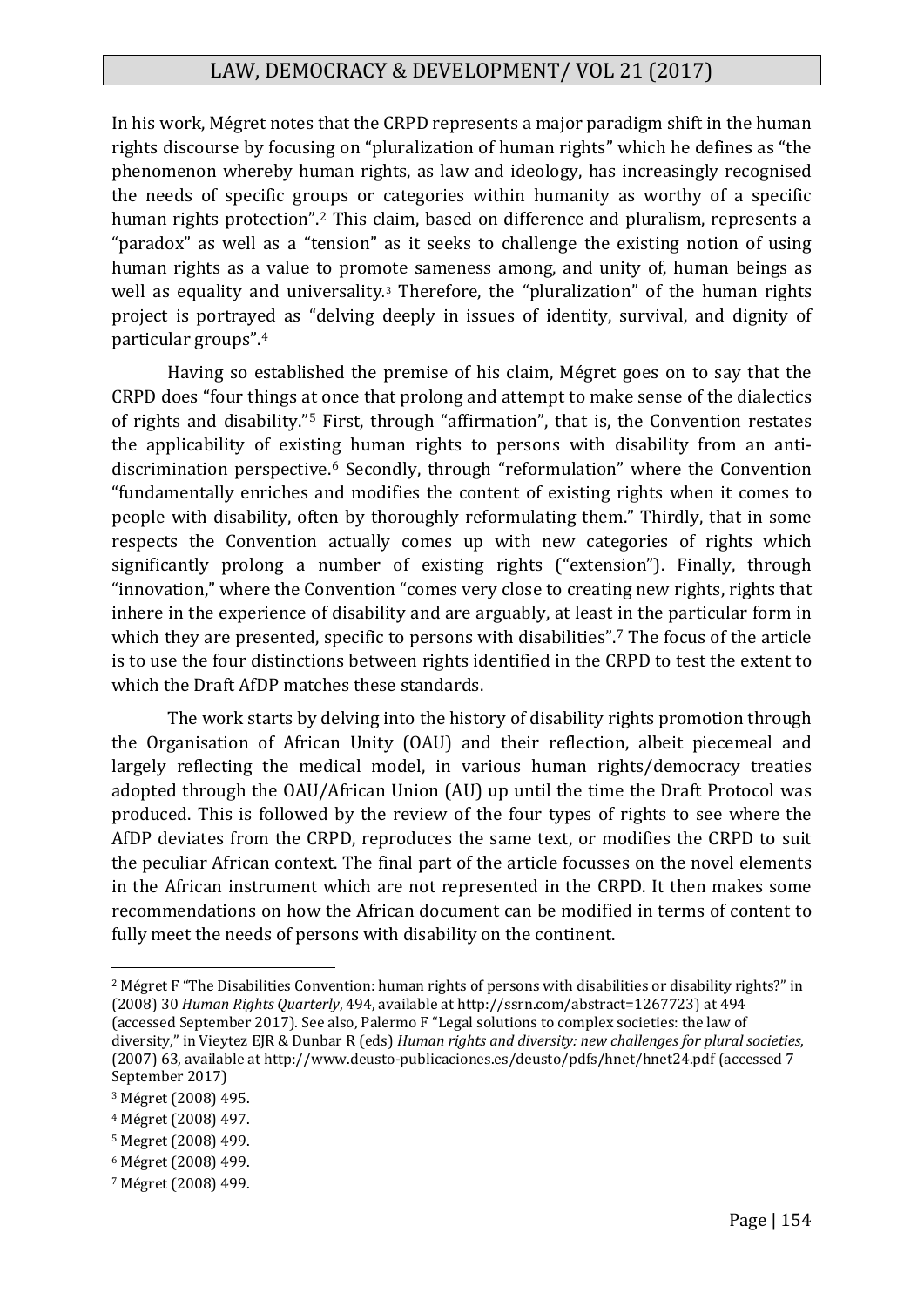In his work, Mégret notes that the CRPD represents a major paradigm shift in the human rights discourse by focusing on "pluralization of human rights" which he defines as "the phenomenon whereby human rights, as law and ideology, has increasingly recognised the needs of specific groups or categories within humanity as worthy of a specific human rights protection".[2] This claim, based on difference and pluralism, represents a "paradox" as well as a "tension" as it seeks to challenge the existing notion of using human rights as a value to promote sameness among, and unity of, human beings as well as equality and universality.[3] Therefore, the "pluralization" of the human rights project is portrayed as "delving deeply in issues of identity, survival, and dignity of particular groups".[4]

Having so established the premise of his claim, Mégret goes on to say that the CRPD does "four things at once that prolong and attempt to make sense of the dialectics of rights and disability."[5] First, through "affirmation", that is, the Convention restates the applicability of existing human rights to persons with disability from an anti-discrimination perspective.[6] Secondly, through "reformulation" where the Convention "fundamentally enriches and modifies the content of existing rights when it comes to people with disability, often by thoroughly reformulating them." Thirdly, that in some respects the Convention actually comes up with new categories of rights which significantly prolong a number of existing rights ("extension"). Finally, through "innovation," where the Convention "comes very close to creating new rights, rights that inhere in the experience of disability and are arguably, at least in the particular form in which they are presented, specific to persons with disabilities".[7] The focus of the article is to use the four distinctions between rights identified in the CRPD to test the extent to which the Draft AfDP matches these standards.

The work starts by delving into the history of disability rights promotion through the Organisation of African Unity (OAU) and their reflection, albeit piecemeal and largely reflecting the medical model, in various human rights/democracy treaties adopted through the OAU/African Union (AU) up until the time the Draft Protocol was produced. This is followed by the review of the four types of rights to see where the AfDP deviates from the CRPD, reproduces the same text, or modifies the CRPD to suit the peculiar African context. The final part of the article focusses on the novel elements in the African instrument which are not represented in the CRPD. It then makes some recommendations on how the African document can be modified in terms of content to fully meet the needs of persons with disability on the continent.

---

[2] Mégret F "The Disabilities Convention: human rights of persons with disabilities or disability rights?" in (2008) 30 *Human Rights Quarterly*, 494, available at http://ssrn.com/abstract=1267723) at 494 (accessed September 2017). See also, Palermo F "Legal solutions to complex societies: the law of diversity," in Vieytez EJR & Dunbar R (eds) *Human rights and diversity: new challenges for plural societies*, (2007) 63, available at http://www.deusto-publicaciones.es/deusto/pdfs/hnet/hnet24.pdf (accessed 7 September 2017)

[3] Mégret (2008) 495.

[4] Mégret (2008) 497.

[5] Megret (2008) 499.

[6] Mégret (2008) 499.

[7] Mégret (2008) 499.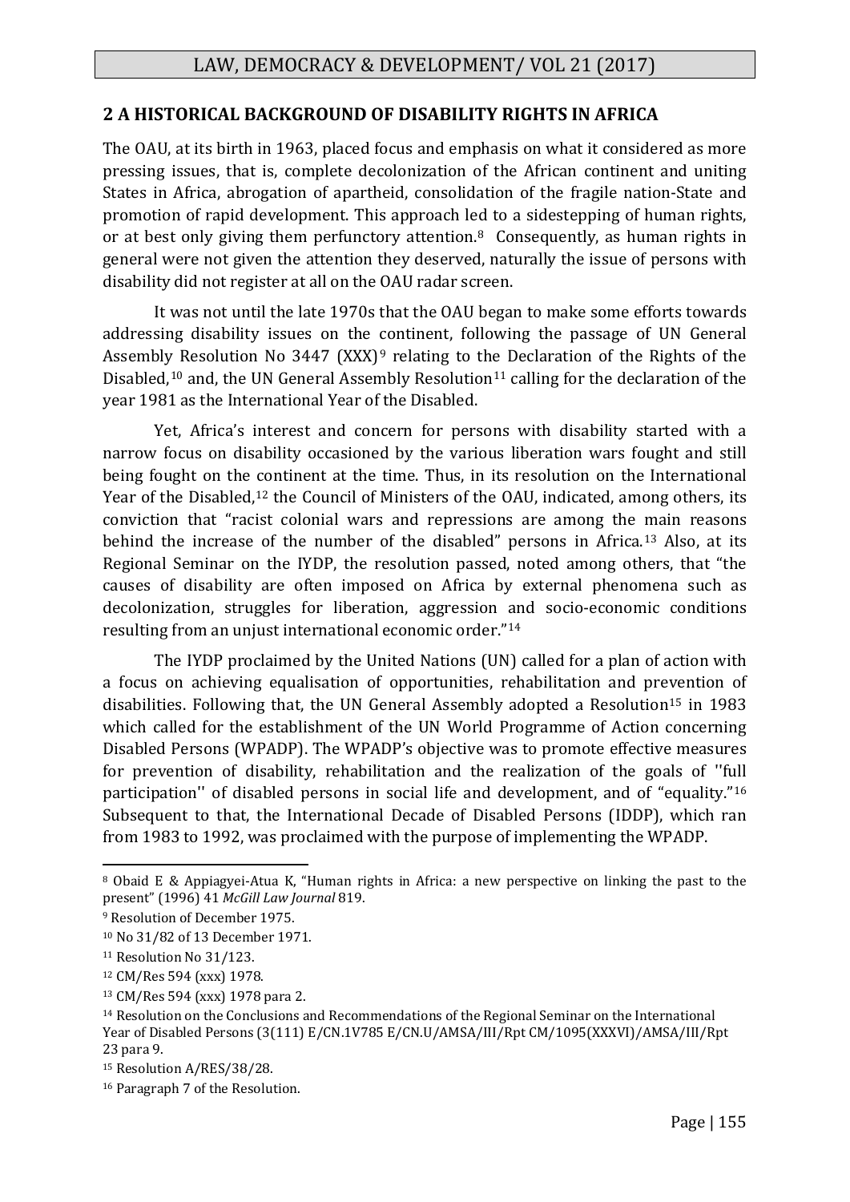## 2 A HISTORICAL BACKGROUND OF DISABILITY RIGHTS IN AFRICA

The OAU, at its birth in 1963, placed focus and emphasis on what it considered as more pressing issues, that is, complete decolonization of the African continent and uniting States in Africa, abrogation of apartheid, consolidation of the fragile nation-State and promotion of rapid development. This approach led to a sidestepping of human rights, or at best only giving them perfunctory attention.[8] Consequently, as human rights in general were not given the attention they deserved, naturally the issue of persons with disability did not register at all on the OAU radar screen.

It was not until the late 1970s that the OAU began to make some efforts towards addressing disability issues on the continent, following the passage of UN General Assembly Resolution No 3447 (XXX)[9] relating to the Declaration of the Rights of the Disabled,[10] and, the UN General Assembly Resolution[11] calling for the declaration of the year 1981 as the International Year of the Disabled.

Yet, Africa's interest and concern for persons with disability started with a narrow focus on disability occasioned by the various liberation wars fought and still being fought on the continent at the time. Thus, in its resolution on the International Year of the Disabled,[12] the Council of Ministers of the OAU, indicated, among others, its conviction that "racist colonial wars and repressions are among the main reasons behind the increase of the number of the disabled" persons in Africa.[13] Also, at its Regional Seminar on the IYDP, the resolution passed, noted among others, that "the causes of disability are often imposed on Africa by external phenomena such as decolonization, struggles for liberation, aggression and socio-economic conditions resulting from an unjust international economic order."[14]

The IYDP proclaimed by the United Nations (UN) called for a plan of action with a focus on achieving equalisation of opportunities, rehabilitation and prevention of disabilities. Following that, the UN General Assembly adopted a Resolution[15] in 1983 which called for the establishment of the UN World Programme of Action concerning Disabled Persons (WPADP). The WPADP's objective was to promote effective measures for prevention of disability, rehabilitation and the realization of the goals of ''full participation'' of disabled persons in social life and development, and of "equality."[16] Subsequent to that, the International Decade of Disabled Persons (IDDP), which ran from 1983 to 1992, was proclaimed with the purpose of implementing the WPADP.

---

[8] Obaid E & Appiagyei-Atua K, "Human rights in Africa: a new perspective on linking the past to the present" (1996) 41 *McGill Law Journal* 819.

[9] Resolution of December 1975.

[10] No 31/82 of 13 December 1971.

[11] Resolution No 31/123.

[12] CM/Res 594 (xxx) 1978.

[13] CM/Res 594 (xxx) 1978 para 2.

[14] Resolution on the Conclusions and Recommendations of the Regional Seminar on the International Year of Disabled Persons (3(111) E/CN.1V785 E/CN.U/AMSA/III/Rpt CM/1095(XXXVI)/AMSA/III/Rpt 23 para 9.

[15] Resolution A/RES/38/28.

[16] Paragraph 7 of the Resolution.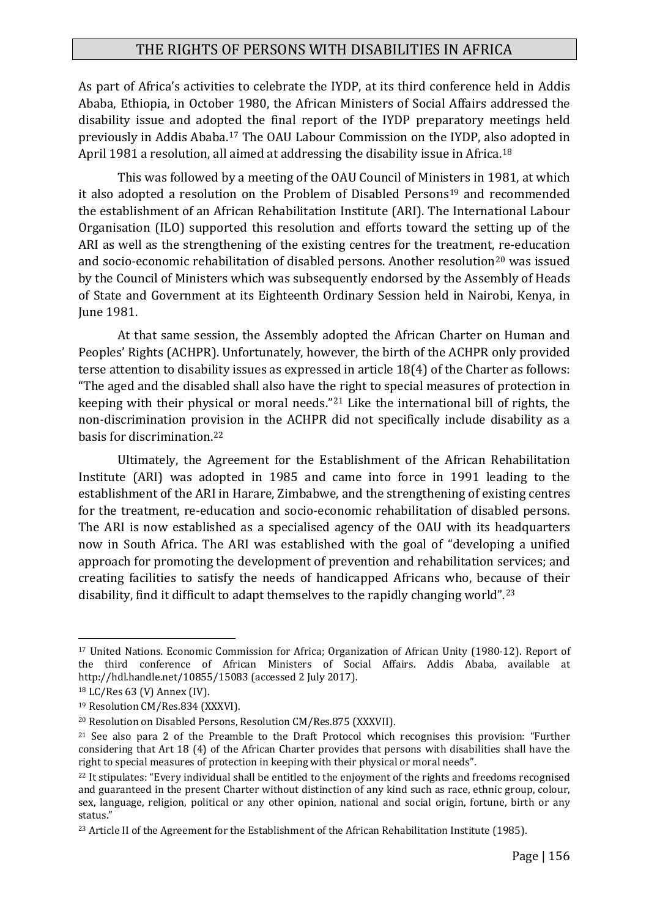As part of Africa's activities to celebrate the IYDP, at its third conference held in Addis Ababa, Ethiopia, in October 1980, the African Ministers of Social Affairs addressed the disability issue and adopted the final report of the IYDP preparatory meetings held previously in Addis Ababa.[17] The OAU Labour Commission on the IYDP, also adopted in April 1981 a resolution, all aimed at addressing the disability issue in Africa.[18]

This was followed by a meeting of the OAU Council of Ministers in 1981, at which it also adopted a resolution on the Problem of Disabled Persons[19] and recommended the establishment of an African Rehabilitation Institute (ARI). The International Labour Organisation (ILO) supported this resolution and efforts toward the setting up of the ARI as well as the strengthening of the existing centres for the treatment, re-education and socio-economic rehabilitation of disabled persons. Another resolution[20] was issued by the Council of Ministers which was subsequently endorsed by the Assembly of Heads of State and Government at its Eighteenth Ordinary Session held in Nairobi, Kenya, in June 1981.

At that same session, the Assembly adopted the African Charter on Human and Peoples' Rights (ACHPR). Unfortunately, however, the birth of the ACHPR only provided terse attention to disability issues as expressed in article 18(4) of the Charter as follows: "The aged and the disabled shall also have the right to special measures of protection in keeping with their physical or moral needs."[21] Like the international bill of rights, the non-discrimination provision in the ACHPR did not specifically include disability as a basis for discrimination.[22]

Ultimately, the Agreement for the Establishment of the African Rehabilitation Institute (ARI) was adopted in 1985 and came into force in 1991 leading to the establishment of the ARI in Harare, Zimbabwe, and the strengthening of existing centres for the treatment, re-education and socio-economic rehabilitation of disabled persons. The ARI is now established as a specialised agency of the OAU with its headquarters now in South Africa. The ARI was established with the goal of "developing a unified approach for promoting the development of prevention and rehabilitation services; and creating facilities to satisfy the needs of handicapped Africans who, because of their disability, find it difficult to adapt themselves to the rapidly changing world".[23]

---

[17] United Nations. Economic Commission for Africa; Organization of African Unity (1980-12). Report of the third conference of African Ministers of Social Affairs. Addis Ababa, available at http://hdl.handle.net/10855/15083 (accessed 2 July 2017).

[18] LC/Res 63 (V) Annex (IV).

[19] Resolution CM/Res.834 (XXXVI).

[20] Resolution on Disabled Persons, Resolution CM/Res.875 (XXXVII).

[21] See also para 2 of the Preamble to the Draft Protocol which recognises this provision: "Further considering that Art 18 (4) of the African Charter provides that persons with disabilities shall have the right to special measures of protection in keeping with their physical or moral needs".

[22] It stipulates: "Every individual shall be entitled to the enjoyment of the rights and freedoms recognised and guaranteed in the present Charter without distinction of any kind such as race, ethnic group, colour, sex, language, religion, political or any other opinion, national and social origin, fortune, birth or any status."

[23] Article II of the Agreement for the Establishment of the African Rehabilitation Institute (1985).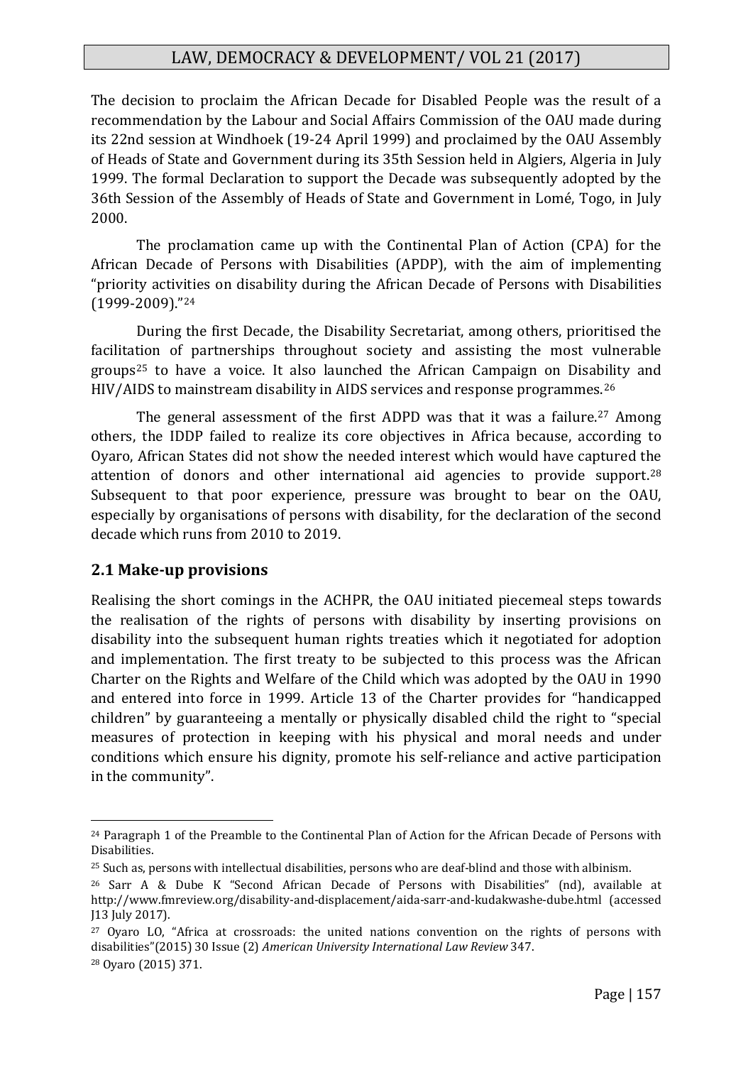The decision to proclaim the African Decade for Disabled People was the result of a recommendation by the Labour and Social Affairs Commission of the OAU made during its 22nd session at Windhoek (19-24 April 1999) and proclaimed by the OAU Assembly of Heads of State and Government during its 35th Session held in Algiers, Algeria in July 1999. The formal Declaration to support the Decade was subsequently adopted by the 36th Session of the Assembly of Heads of State and Government in Lomé, Togo, in July 2000.

The proclamation came up with the Continental Plan of Action (CPA) for the African Decade of Persons with Disabilities (APDP), with the aim of implementing "priority activities on disability during the African Decade of Persons with Disabilities (1999-2009)."[24]

During the first Decade, the Disability Secretariat, among others, prioritised the facilitation of partnerships throughout society and assisting the most vulnerable groups[25] to have a voice. It also launched the African Campaign on Disability and HIV/AIDS to mainstream disability in AIDS services and response programmes.[26]

The general assessment of the first ADPD was that it was a failure.[27] Among others, the IDDP failed to realize its core objectives in Africa because, according to Oyaro, African States did not show the needed interest which would have captured the attention of donors and other international aid agencies to provide support.[28] Subsequent to that poor experience, pressure was brought to bear on the OAU, especially by organisations of persons with disability, for the declaration of the second decade which runs from 2010 to 2019.

## 2.1 Make-up provisions

Realising the short comings in the ACHPR, the OAU initiated piecemeal steps towards the realisation of the rights of persons with disability by inserting provisions on disability into the subsequent human rights treaties which it negotiated for adoption and implementation. The first treaty to be subjected to this process was the African Charter on the Rights and Welfare of the Child which was adopted by the OAU in 1990 and entered into force in 1999. Article 13 of the Charter provides for "handicapped children" by guaranteeing a mentally or physically disabled child the right to "special measures of protection in keeping with his physical and moral needs and under conditions which ensure his dignity, promote his self-reliance and active participation in the community".

---

[24] Paragraph 1 of the Preamble to the Continental Plan of Action for the African Decade of Persons with Disabilities.

[25] Such as, persons with intellectual disabilities, persons who are deaf-blind and those with albinism.

[26] Sarr A & Dube K "Second African Decade of Persons with Disabilities" (nd), available at http://www.fmreview.org/disability-and-displacement/aida-sarr-and-kudakwashe-dube.html (accessed J13 July 2017).

[27] Oyaro LO, "Africa at crossroads: the united nations convention on the rights of persons with disabilities"(2015) 30 Issue (2) *American University International Law Review* 347.

[28] Oyaro (2015) 371.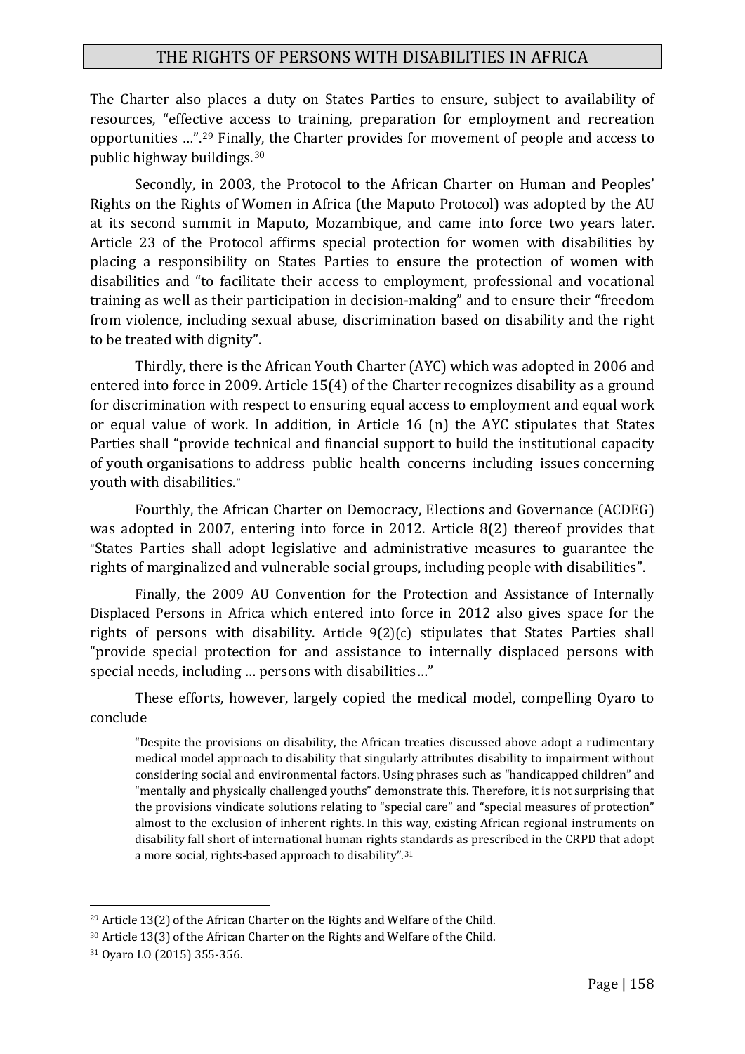The Charter also places a duty on States Parties to ensure, subject to availability of resources, "effective access to training, preparation for employment and recreation opportunities …".[29] Finally, the Charter provides for movement of people and access to public highway buildings.[30]

Secondly, in 2003, the Protocol to the African Charter on Human and Peoples' Rights on the Rights of Women in Africa (the Maputo Protocol) was adopted by the AU at its second summit in Maputo, Mozambique, and came into force two years later. Article 23 of the Protocol affirms special protection for women with disabilities by placing a responsibility on States Parties to ensure the protection of women with disabilities and "to facilitate their access to employment, professional and vocational training as well as their participation in decision-making" and to ensure their "freedom from violence, including sexual abuse, discrimination based on disability and the right to be treated with dignity".

Thirdly, there is the African Youth Charter (AYC) which was adopted in 2006 and entered into force in 2009. Article 15(4) of the Charter recognizes disability as a ground for discrimination with respect to ensuring equal access to employment and equal work or equal value of work. In addition, in Article 16 (n) the AYC stipulates that States Parties shall "provide technical and financial support to build the institutional capacity of youth organisations to address public health concerns including issues concerning youth with disabilities."

Fourthly, the African Charter on Democracy, Elections and Governance (ACDEG) was adopted in 2007, entering into force in 2012. Article 8(2) thereof provides that "States Parties shall adopt legislative and administrative measures to guarantee the rights of marginalized and vulnerable social groups, including people with disabilities".

Finally, the 2009 AU Convention for the Protection and Assistance of Internally Displaced Persons in Africa which entered into force in 2012 also gives space for the rights of persons with disability. Article 9(2)(c) stipulates that States Parties shall "provide special protection for and assistance to internally displaced persons with special needs, including … persons with disabilities…"

These efforts, however, largely copied the medical model, compelling Oyaro to conclude

> "Despite the provisions on disability, the African treaties discussed above adopt a rudimentary medical model approach to disability that singularly attributes disability to impairment without considering social and environmental factors. Using phrases such as "handicapped children" and "mentally and physically challenged youths" demonstrate this. Therefore, it is not surprising that the provisions vindicate solutions relating to "special care" and "special measures of protection" almost to the exclusion of inherent rights. In this way, existing African regional instruments on disability fall short of international human rights standards as prescribed in the CRPD that adopt a more social, rights-based approach to disability".[31]

---

[29] Article 13(2) of the African Charter on the Rights and Welfare of the Child.

[30] Article 13(3) of the African Charter on the Rights and Welfare of the Child.

[31] Oyaro LO (2015) 355-356.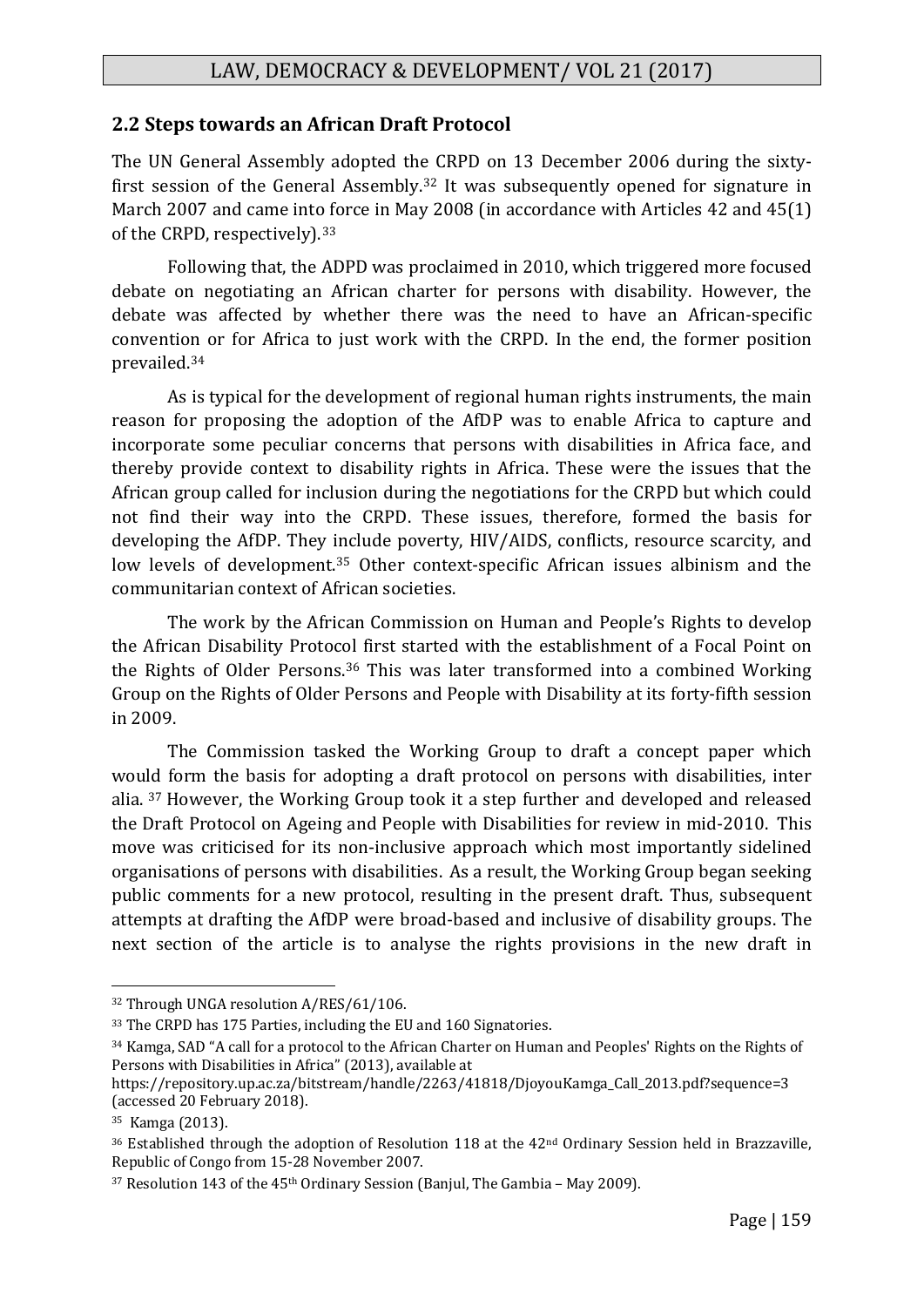## 2.2 Steps towards an African Draft Protocol

The UN General Assembly adopted the CRPD on 13 December 2006 during the sixty-first session of the General Assembly.[32] It was subsequently opened for signature in March 2007 and came into force in May 2008 (in accordance with Articles 42 and 45(1) of the CRPD, respectively).[33]

Following that, the ADPD was proclaimed in 2010, which triggered more focused debate on negotiating an African charter for persons with disability. However, the debate was affected by whether there was the need to have an African-specific convention or for Africa to just work with the CRPD. In the end, the former position prevailed.[34]

As is typical for the development of regional human rights instruments, the main reason for proposing the adoption of the AfDP was to enable Africa to capture and incorporate some peculiar concerns that persons with disabilities in Africa face, and thereby provide context to disability rights in Africa. These were the issues that the African group called for inclusion during the negotiations for the CRPD but which could not find their way into the CRPD. These issues, therefore, formed the basis for developing the AfDP. They include poverty, HIV/AIDS, conflicts, resource scarcity, and low levels of development.[35] Other context-specific African issues albinism and the communitarian context of African societies.

The work by the African Commission on Human and People's Rights to develop the African Disability Protocol first started with the establishment of a Focal Point on the Rights of Older Persons.[36] This was later transformed into a combined Working Group on the Rights of Older Persons and People with Disability at its forty-fifth session in 2009.

The Commission tasked the Working Group to draft a concept paper which would form the basis for adopting a draft protocol on persons with disabilities, inter alia. [37] However, the Working Group took it a step further and developed and released the Draft Protocol on Ageing and People with Disabilities for review in mid-2010. This move was criticised for its non-inclusive approach which most importantly sidelined organisations of persons with disabilities. As a result, the Working Group began seeking public comments for a new protocol, resulting in the present draft. Thus, subsequent attempts at drafting the AfDP were broad-based and inclusive of disability groups. The next section of the article is to analyse the rights provisions in the new draft in

---

[32] Through UNGA resolution A/RES/61/106.

[33] The CRPD has 175 Parties, including the EU and 160 Signatories.

[34] Kamga, SAD "A call for a protocol to the African Charter on Human and Peoples' Rights on the Rights of Persons with Disabilities in Africa" (2013), available at https://repository.up.ac.za/bitstream/handle/2263/41818/DjoyouKamga_Call_2013.pdf?sequence=3 (accessed 20 February 2018).

[35] Kamga (2013).

[36] Established through the adoption of Resolution 118 at the 42nd Ordinary Session held in Brazzaville, Republic of Congo from 15-28 November 2007.

[37] Resolution 143 of the 45th Ordinary Session (Banjul, The Gambia – May 2009).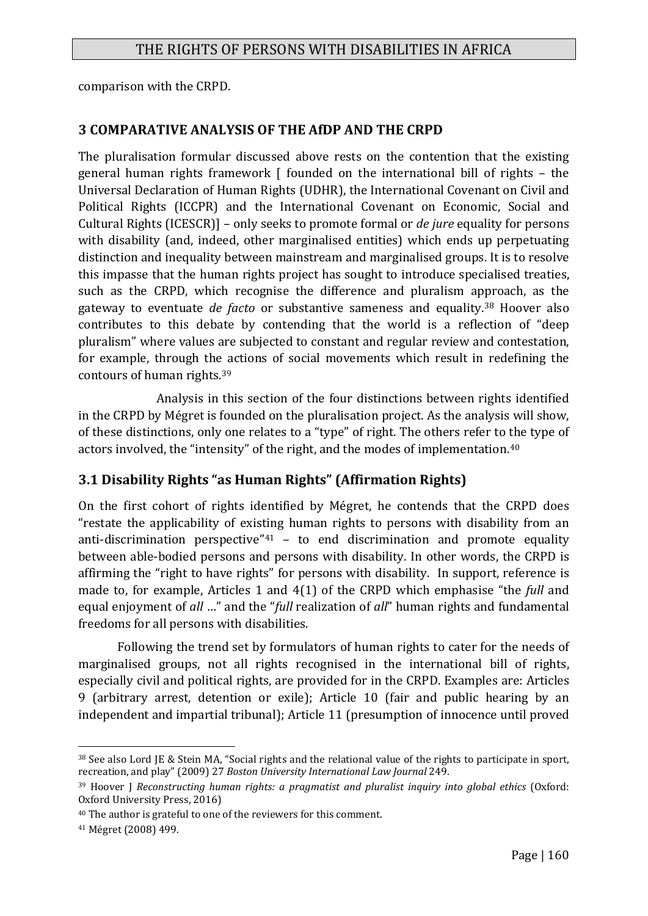comparison with the CRPD.

## 3 COMPARATIVE ANALYSIS OF THE AfDP AND THE CRPD

The pluralisation formular discussed above rests on the contention that the existing general human rights framework [ founded on the international bill of rights – the Universal Declaration of Human Rights (UDHR), the International Covenant on Civil and Political Rights (ICCPR) and the International Covenant on Economic, Social and Cultural Rights (ICESCR)] – only seeks to promote formal or *de jure* equality for persons with disability (and, indeed, other marginalised entities) which ends up perpetuating distinction and inequality between mainstream and marginalised groups. It is to resolve this impasse that the human rights project has sought to introduce specialised treaties, such as the CRPD, which recognise the difference and pluralism approach, as the gateway to eventuate *de facto* or substantive sameness and equality.[38] Hoover also contributes to this debate by contending that the world is a reflection of "deep pluralism" where values are subjected to constant and regular review and contestation, for example, through the actions of social movements which result in redefining the contours of human rights.[39]

Analysis in this section of the four distinctions between rights identified in the CRPD by Mégret is founded on the pluralisation project. As the analysis will show, of these distinctions, only one relates to a "type" of right. The others refer to the type of actors involved, the "intensity" of the right, and the modes of implementation.[40]

### 3.1 Disability Rights "as Human Rights" (Affirmation Rights)

On the first cohort of rights identified by Mégret, he contends that the CRPD does "restate the applicability of existing human rights to persons with disability from an anti-discrimination perspective"[41] – to end discrimination and promote equality between able-bodied persons and persons with disability. In other words, the CRPD is affirming the "right to have rights" for persons with disability. In support, reference is made to, for example, Articles 1 and 4(1) of the CRPD which emphasise "the *full* and equal enjoyment of *all* …" and the "*full* realization of *all*" human rights and fundamental freedoms for all persons with disabilities.

Following the trend set by formulators of human rights to cater for the needs of marginalised groups, not all rights recognised in the international bill of rights, especially civil and political rights, are provided for in the CRPD. Examples are: Articles 9 (arbitrary arrest, detention or exile); Article 10 (fair and public hearing by an independent and impartial tribunal); Article 11 (presumption of innocence until proved

---

[38] See also Lord JE & Stein MA, "Social rights and the relational value of the rights to participate in sport, recreation, and play" (2009) 27 *Boston University International Law Journal* 249.

[39] Hoover J *Reconstructing human rights: a pragmatist and pluralist inquiry into global ethics* (Oxford: Oxford University Press, 2016)

[40] The author is grateful to one of the reviewers for this comment.

[41] Mégret (2008) 499.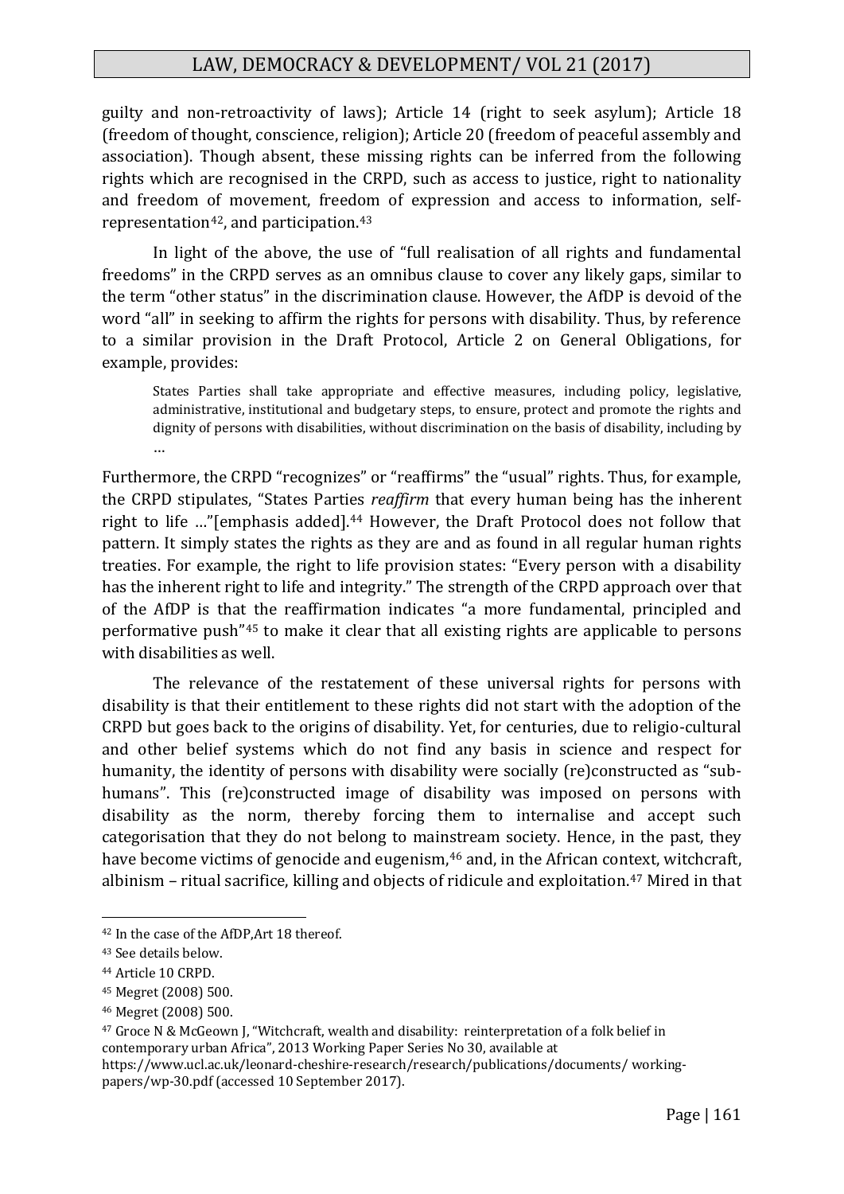guilty and non-retroactivity of laws); Article 14 (right to seek asylum); Article 18 (freedom of thought, conscience, religion); Article 20 (freedom of peaceful assembly and association). Though absent, these missing rights can be inferred from the following rights which are recognised in the CRPD, such as access to justice, right to nationality and freedom of movement, freedom of expression and access to information, self-representation[42], and participation.[43]

In light of the above, the use of "full realisation of all rights and fundamental freedoms" in the CRPD serves as an omnibus clause to cover any likely gaps, similar to the term "other status" in the discrimination clause. However, the AfDP is devoid of the word "all" in seeking to affirm the rights for persons with disability. Thus, by reference to a similar provision in the Draft Protocol, Article 2 on General Obligations, for example, provides:

> States Parties shall take appropriate and effective measures, including policy, legislative, administrative, institutional and budgetary steps, to ensure, protect and promote the rights and dignity of persons with disabilities, without discrimination on the basis of disability, including by …

Furthermore, the CRPD "recognizes" or "reaffirms" the "usual" rights. Thus, for example, the CRPD stipulates, "States Parties *reaffirm* that every human being has the inherent right to life …"[emphasis added].[44] However, the Draft Protocol does not follow that pattern. It simply states the rights as they are and as found in all regular human rights treaties. For example, the right to life provision states: "Every person with a disability has the inherent right to life and integrity." The strength of the CRPD approach over that of the AfDP is that the reaffirmation indicates "a more fundamental, principled and performative push"[45] to make it clear that all existing rights are applicable to persons with disabilities as well.

The relevance of the restatement of these universal rights for persons with disability is that their entitlement to these rights did not start with the adoption of the CRPD but goes back to the origins of disability. Yet, for centuries, due to religio-cultural and other belief systems which do not find any basis in science and respect for humanity, the identity of persons with disability were socially (re)constructed as "sub-humans". This (re)constructed image of disability was imposed on persons with disability as the norm, thereby forcing them to internalise and accept such categorisation that they do not belong to mainstream society. Hence, in the past, they have become victims of genocide and eugenism,[46] and, in the African context, witchcraft, albinism – ritual sacrifice, killing and objects of ridicule and exploitation.[47] Mired in that

---

[42] In the case of the AfDP,Art 18 thereof.

[43] See details below.

[44] Article 10 CRPD.

[45] Megret (2008) 500.

[46] Megret (2008) 500.

[47] Groce N & McGeown J, "Witchcraft, wealth and disability: reinterpretation of a folk belief in contemporary urban Africa", 2013 Working Paper Series No 30, available at https://www.ucl.ac.uk/leonard-cheshire-research/research/publications/documents/ working-papers/wp-30.pdf (accessed 10 September 2017).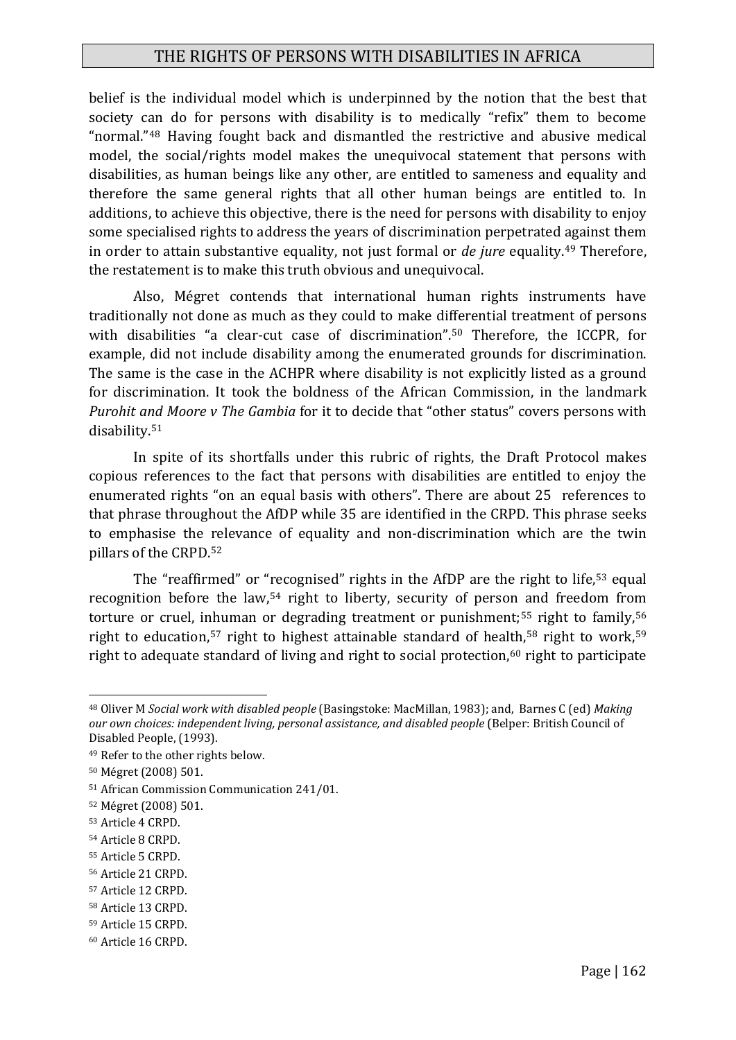belief is the individual model which is underpinned by the notion that the best that society can do for persons with disability is to medically "refix" them to become "normal."[48] Having fought back and dismantled the restrictive and abusive medical model, the social/rights model makes the unequivocal statement that persons with disabilities, as human beings like any other, are entitled to sameness and equality and therefore the same general rights that all other human beings are entitled to. In additions, to achieve this objective, there is the need for persons with disability to enjoy some specialised rights to address the years of discrimination perpetrated against them in order to attain substantive equality, not just formal or *de jure* equality.[49] Therefore, the restatement is to make this truth obvious and unequivocal.

Also, Mégret contends that international human rights instruments have traditionally not done as much as they could to make differential treatment of persons with disabilities "a clear-cut case of discrimination".[50] Therefore, the ICCPR, for example, did not include disability among the enumerated grounds for discrimination. The same is the case in the ACHPR where disability is not explicitly listed as a ground for discrimination. It took the boldness of the African Commission, in the landmark *Purohit and Moore v The Gambia* for it to decide that "other status" covers persons with disability.[51]

In spite of its shortfalls under this rubric of rights, the Draft Protocol makes copious references to the fact that persons with disabilities are entitled to enjoy the enumerated rights "on an equal basis with others". There are about 25 references to that phrase throughout the AfDP while 35 are identified in the CRPD. This phrase seeks to emphasise the relevance of equality and non-discrimination which are the twin pillars of the CRPD.[52]

The "reaffirmed" or "recognised" rights in the AfDP are the right to life,[53] equal recognition before the law,[54] right to liberty, security of person and freedom from torture or cruel, inhuman or degrading treatment or punishment;[55] right to family,[56] right to education,[57] right to highest attainable standard of health,[58] right to work,[59] right to adequate standard of living and right to social protection,[60] right to participate

---

[48] Oliver M *Social work with disabled people* (Basingstoke: MacMillan, 1983); and, Barnes C (ed) *Making our own choices: independent living, personal assistance, and disabled people* (Belper: British Council of Disabled People, (1993).

[49] Refer to the other rights below.

[50] Mégret (2008) 501.

[51] African Commission Communication 241/01.

[52] Mégret (2008) 501.

[53] Article 4 CRPD.

[54] Article 8 CRPD.

[55] Article 5 CRPD.

[56] Article 21 CRPD.

[57] Article 12 CRPD.

[58] Article 13 CRPD.

[59] Article 15 CRPD.

[60] Article 16 CRPD.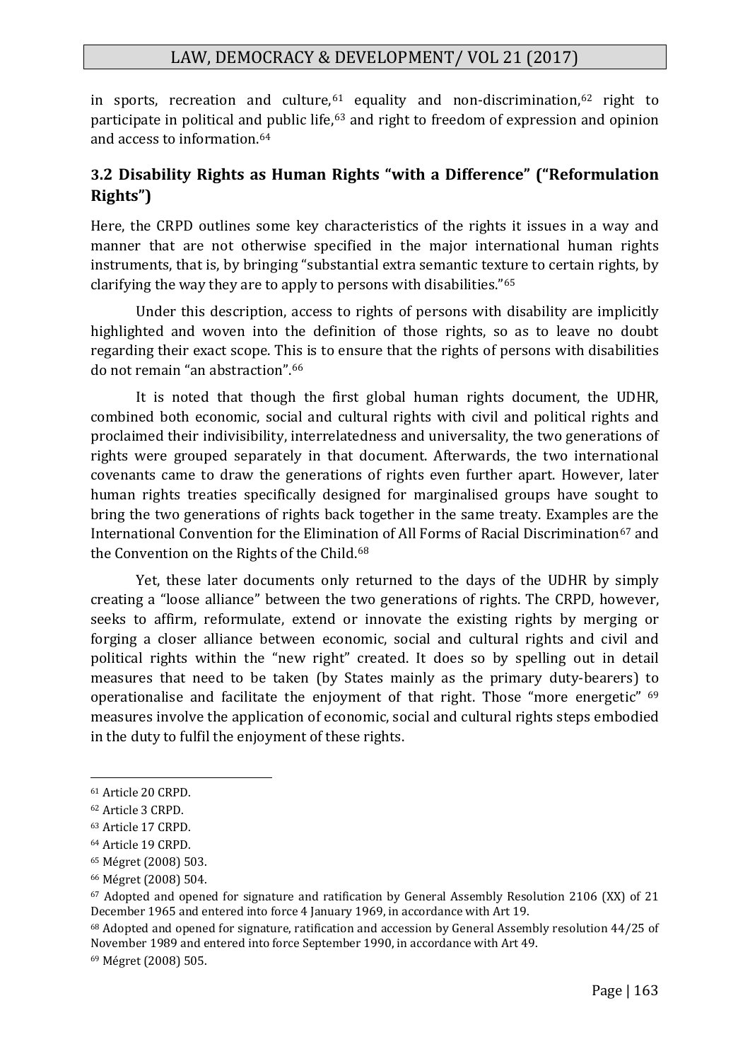in sports, recreation and culture,[61] equality and non-discrimination,[62] right to participate in political and public life,[63] and right to freedom of expression and opinion and access to information.[64]

### 3.2 Disability Rights as Human Rights "with a Difference" ("Reformulation Rights")

Here, the CRPD outlines some key characteristics of the rights it issues in a way and manner that are not otherwise specified in the major international human rights instruments, that is, by bringing "substantial extra semantic texture to certain rights, by clarifying the way they are to apply to persons with disabilities."[65]

Under this description, access to rights of persons with disability are implicitly highlighted and woven into the definition of those rights, so as to leave no doubt regarding their exact scope. This is to ensure that the rights of persons with disabilities do not remain "an abstraction".[66]

It is noted that though the first global human rights document, the UDHR, combined both economic, social and cultural rights with civil and political rights and proclaimed their indivisibility, interrelatedness and universality, the two generations of rights were grouped separately in that document. Afterwards, the two international covenants came to draw the generations of rights even further apart. However, later human rights treaties specifically designed for marginalised groups have sought to bring the two generations of rights back together in the same treaty. Examples are the International Convention for the Elimination of All Forms of Racial Discrimination[67] and the Convention on the Rights of the Child.[68]

Yet, these later documents only returned to the days of the UDHR by simply creating a "loose alliance" between the two generations of rights. The CRPD, however, seeks to affirm, reformulate, extend or innovate the existing rights by merging or forging a closer alliance between economic, social and cultural rights and civil and political rights within the "new right" created. It does so by spelling out in detail measures that need to be taken (by States mainly as the primary duty-bearers) to operationalise and facilitate the enjoyment of that right. Those "more energetic" [69] measures involve the application of economic, social and cultural rights steps embodied in the duty to fulfil the enjoyment of these rights.

---

[61] Article 20 CRPD.

[62] Article 3 CRPD.

[63] Article 17 CRPD.

[64] Article 19 CRPD.

[65] Mégret (2008) 503.

[66] Mégret (2008) 504.

[67] Adopted and opened for signature and ratification by General Assembly Resolution 2106 (XX) of 21 December 1965 and entered into force 4 January 1969, in accordance with Art 19.

[68] Adopted and opened for signature, ratification and accession by General Assembly resolution 44/25 of November 1989 and entered into force September 1990, in accordance with Art 49.

[69] Mégret (2008) 505.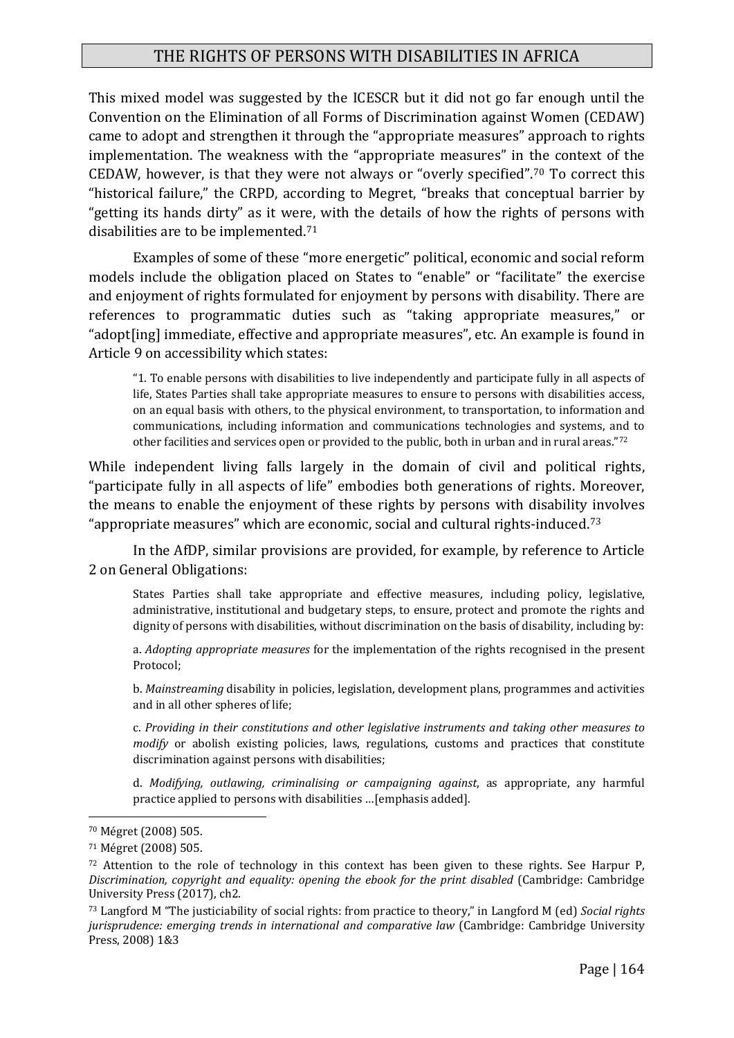This mixed model was suggested by the ICESCR but it did not go far enough until the Convention on the Elimination of all Forms of Discrimination against Women (CEDAW) came to adopt and strengthen it through the "appropriate measures" approach to rights implementation. The weakness with the "appropriate measures" in the context of the CEDAW, however, is that they were not always or "overly specified".[70] To correct this "historical failure," the CRPD, according to Megret, "breaks that conceptual barrier by "getting its hands dirty" as it were, with the details of how the rights of persons with disabilities are to be implemented.[71]

Examples of some of these "more energetic" political, economic and social reform models include the obligation placed on States to "enable" or "facilitate" the exercise and enjoyment of rights formulated for enjoyment by persons with disability. There are references to programmatic duties such as "taking appropriate measures," or "adopt[ing] immediate, effective and appropriate measures", etc. An example is found in Article 9 on accessibility which states:

> "1. To enable persons with disabilities to live independently and participate fully in all aspects of life, States Parties shall take appropriate measures to ensure to persons with disabilities access, on an equal basis with others, to the physical environment, to transportation, to information and communications, including information and communications technologies and systems, and to other facilities and services open or provided to the public, both in urban and in rural areas."[72]

While independent living falls largely in the domain of civil and political rights, "participate fully in all aspects of life" embodies both generations of rights. Moreover, the means to enable the enjoyment of these rights by persons with disability involves "appropriate measures" which are economic, social and cultural rights-induced.[73]

In the AfDP, similar provisions are provided, for example, by reference to Article 2 on General Obligations:

> States Parties shall take appropriate and effective measures, including policy, legislative, administrative, institutional and budgetary steps, to ensure, protect and promote the rights and dignity of persons with disabilities, without discrimination on the basis of disability, including by:
>
> a. *Adopting appropriate measures* for the implementation of the rights recognised in the present Protocol;
>
> b. *Mainstreaming* disability in policies, legislation, development plans, programmes and activities and in all other spheres of life;
>
> c. *Providing in their constitutions and other legislative instruments and taking other measures to modify* or abolish existing policies, laws, regulations, customs and practices that constitute discrimination against persons with disabilities;
>
> d. *Modifying, outlawing, criminalising or campaigning against*, as appropriate, any harmful practice applied to persons with disabilities …[emphasis added].

---

[70] Mégret (2008) 505.

[71] Mégret (2008) 505.

[72] Attention to the role of technology in this context has been given to these rights. See Harpur P, *Discrimination, copyright and equality: opening the ebook for the print disabled* (Cambridge: Cambridge University Press (2017), ch2.

[73] Langford M "The justiciability of social rights: from practice to theory," in Langford M (ed) *Social rights jurisprudence: emerging trends in international and comparative law* (Cambridge: Cambridge University Press, 2008) 1&3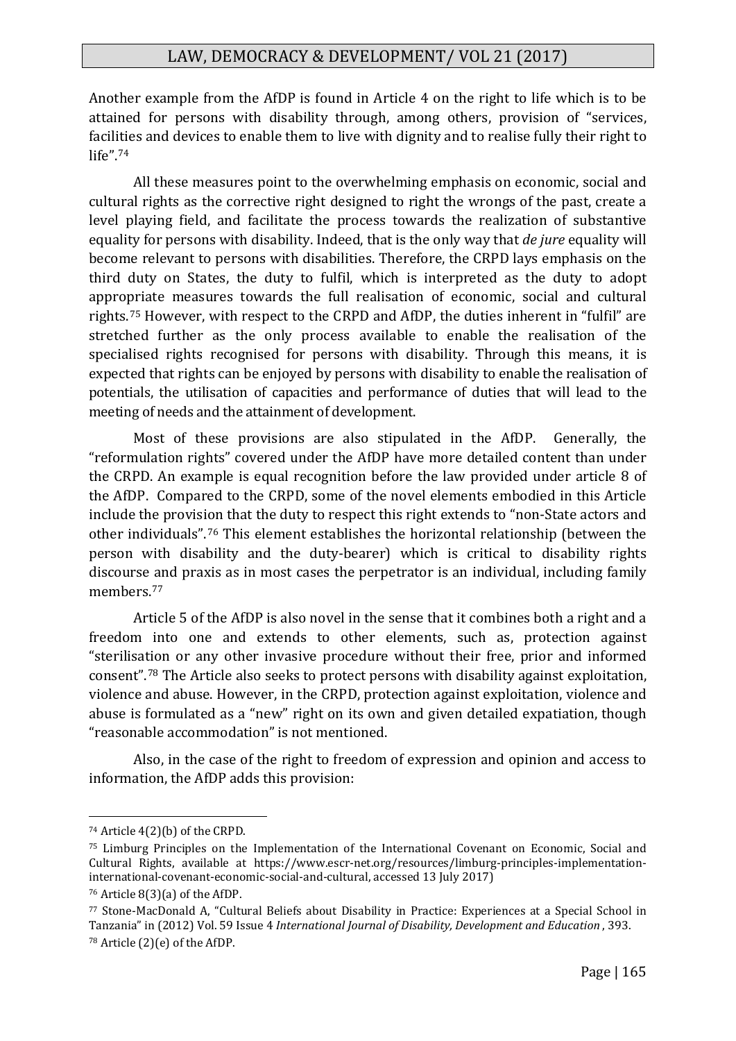Another example from the AfDP is found in Article 4 on the right to life which is to be attained for persons with disability through, among others, provision of "services, facilities and devices to enable them to live with dignity and to realise fully their right to life".[74]

All these measures point to the overwhelming emphasis on economic, social and cultural rights as the corrective right designed to right the wrongs of the past, create a level playing field, and facilitate the process towards the realization of substantive equality for persons with disability. Indeed, that is the only way that *de jure* equality will become relevant to persons with disabilities. Therefore, the CRPD lays emphasis on the third duty on States, the duty to fulfil, which is interpreted as the duty to adopt appropriate measures towards the full realisation of economic, social and cultural rights.[75] However, with respect to the CRPD and AfDP, the duties inherent in "fulfil" are stretched further as the only process available to enable the realisation of the specialised rights recognised for persons with disability. Through this means, it is expected that rights can be enjoyed by persons with disability to enable the realisation of potentials, the utilisation of capacities and performance of duties that will lead to the meeting of needs and the attainment of development.

Most of these provisions are also stipulated in the AfDP. Generally, the "reformulation rights" covered under the AfDP have more detailed content than under the CRPD. An example is equal recognition before the law provided under article 8 of the AfDP. Compared to the CRPD, some of the novel elements embodied in this Article include the provision that the duty to respect this right extends to "non-State actors and other individuals".[76] This element establishes the horizontal relationship (between the person with disability and the duty-bearer) which is critical to disability rights discourse and praxis as in most cases the perpetrator is an individual, including family members.[77]

Article 5 of the AfDP is also novel in the sense that it combines both a right and a freedom into one and extends to other elements, such as, protection against "sterilisation or any other invasive procedure without their free, prior and informed consent".[78] The Article also seeks to protect persons with disability against exploitation, violence and abuse. However, in the CRPD, protection against exploitation, violence and abuse is formulated as a "new" right on its own and given detailed expatiation, though "reasonable accommodation" is not mentioned.

Also, in the case of the right to freedom of expression and opinion and access to information, the AfDP adds this provision:

---

[74] Article 4(2)(b) of the CRPD.

[75] Limburg Principles on the Implementation of the International Covenant on Economic, Social and Cultural Rights, available at https://www.escr-net.org/resources/limburg-principles-implementation-international-covenant-economic-social-and-cultural, accessed 13 July 2017)

[76] Article 8(3)(a) of the AfDP.

[77] Stone-MacDonald A, "Cultural Beliefs about Disability in Practice: Experiences at a Special School in Tanzania" in (2012) Vol. 59 Issue 4 *International Journal of Disability, Development and Education*, 393.

[78] Article (2)(e) of the AfDP.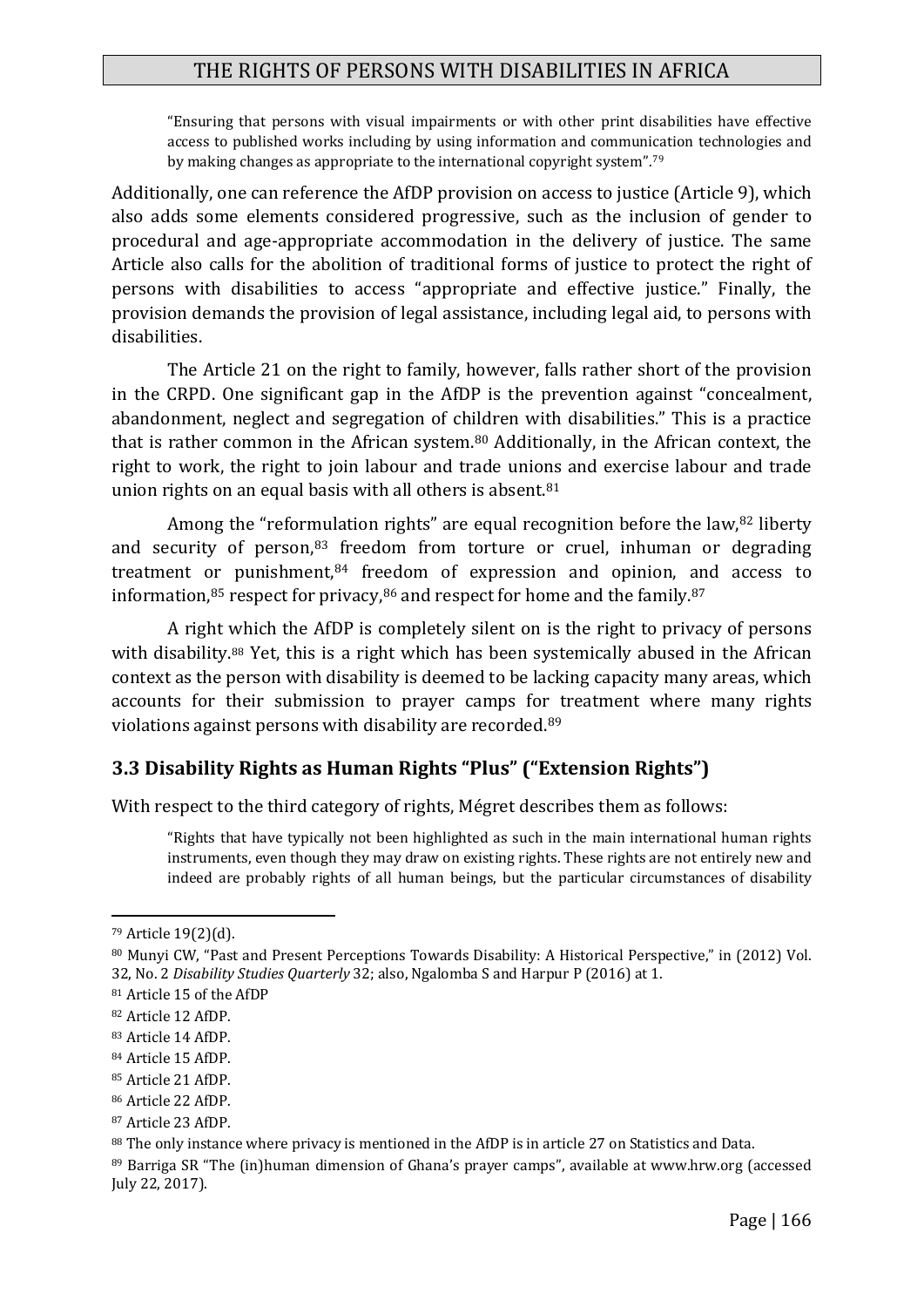> "Ensuring that persons with visual impairments or with other print disabilities have effective access to published works including by using information and communication technologies and by making changes as appropriate to the international copyright system".[79]

Additionally, one can reference the AfDP provision on access to justice (Article 9), which also adds some elements considered progressive, such as the inclusion of gender to procedural and age-appropriate accommodation in the delivery of justice. The same Article also calls for the abolition of traditional forms of justice to protect the right of persons with disabilities to access "appropriate and effective justice." Finally, the provision demands the provision of legal assistance, including legal aid, to persons with disabilities.

The Article 21 on the right to family, however, falls rather short of the provision in the CRPD. One significant gap in the AfDP is the prevention against "concealment, abandonment, neglect and segregation of children with disabilities." This is a practice that is rather common in the African system.[80] Additionally, in the African context, the right to work, the right to join labour and trade unions and exercise labour and trade union rights on an equal basis with all others is absent.[81]

Among the "reformulation rights" are equal recognition before the law,[82] liberty and security of person,[83] freedom from torture or cruel, inhuman or degrading treatment or punishment,[84] freedom of expression and opinion, and access to information,[85] respect for privacy,[86] and respect for home and the family.[87]

A right which the AfDP is completely silent on is the right to privacy of persons with disability.[88] Yet, this is a right which has been systemically abused in the African context as the person with disability is deemed to be lacking capacity many areas, which accounts for their submission to prayer camps for treatment where many rights violations against persons with disability are recorded.[89]

### 3.3 Disability Rights as Human Rights "Plus" ("Extension Rights")

With respect to the third category of rights, Mégret describes them as follows:

> "Rights that have typically not been highlighted as such in the main international human rights instruments, even though they may draw on existing rights. These rights are not entirely new and indeed are probably rights of all human beings, but the particular circumstances of disability

---

[79] Article 19(2)(d).

[80] Munyi CW, "Past and Present Perceptions Towards Disability: A Historical Perspective," in (2012) Vol. 32, No. 2 *Disability Studies Quarterly* 32; also, Ngalomba S and Harpur P (2016) at 1.

[81] Article 15 of the AfDP

[82] Article 12 AfDP.

[83] Article 14 AfDP.

[84] Article 15 AfDP.

[85] Article 21 AfDP.

[86] Article 22 AfDP.

[87] Article 23 AfDP.

[88] The only instance where privacy is mentioned in the AfDP is in article 27 on Statistics and Data.

[89] Barriga SR "The (in)human dimension of Ghana's prayer camps", available at www.hrw.org (accessed July 22, 2017).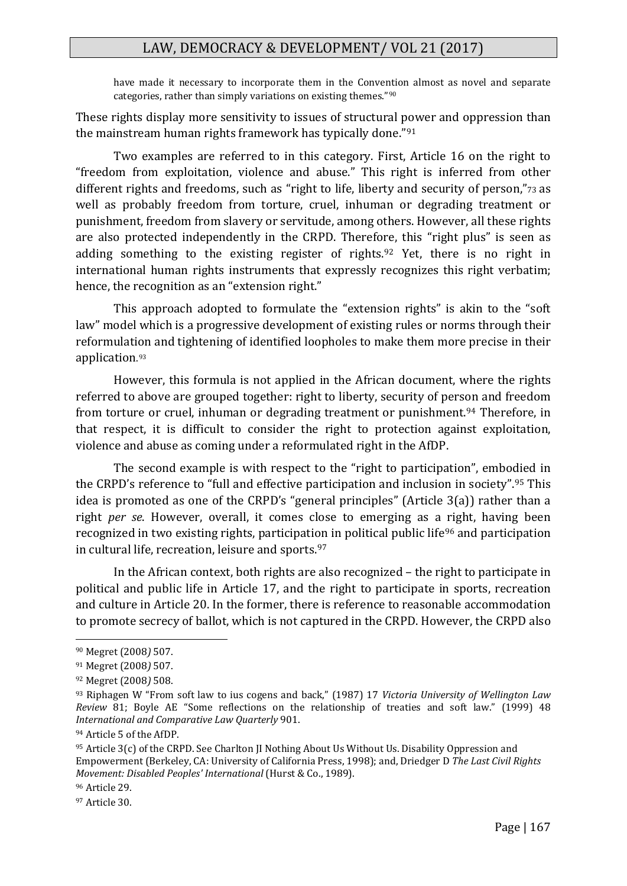have made it necessary to incorporate them in the Convention almost as novel and separate categories, rather than simply variations on existing themes."[90]

These rights display more sensitivity to issues of structural power and oppression than the mainstream human rights framework has typically done."[91]

Two examples are referred to in this category. First, Article 16 on the right to "freedom from exploitation, violence and abuse." This right is inferred from other different rights and freedoms, such as "right to life, liberty and security of person,"[73] as well as probably freedom from torture, cruel, inhuman or degrading treatment or punishment, freedom from slavery or servitude, among others. However, all these rights are also protected independently in the CRPD. Therefore, this "right plus" is seen as adding something to the existing register of rights.[92] Yet, there is no right in international human rights instruments that expressly recognizes this right verbatim; hence, the recognition as an "extension right."

This approach adopted to formulate the "extension rights" is akin to the "soft law" model which is a progressive development of existing rules or norms through their reformulation and tightening of identified loopholes to make them more precise in their application.[93]

However, this formula is not applied in the African document, where the rights referred to above are grouped together: right to liberty, security of person and freedom from torture or cruel, inhuman or degrading treatment or punishment.[94] Therefore, in that respect, it is difficult to consider the right to protection against exploitation, violence and abuse as coming under a reformulated right in the AfDP.

The second example is with respect to the "right to participation", embodied in the CRPD's reference to "full and effective participation and inclusion in society".[95] This idea is promoted as one of the CRPD's "general principles" (Article 3(a)) rather than a right *per se*. However, overall, it comes close to emerging as a right, having been recognized in two existing rights, participation in political public life[96] and participation in cultural life, recreation, leisure and sports.[97]

In the African context, both rights are also recognized – the right to participate in political and public life in Article 17, and the right to participate in sports, recreation and culture in Article 20. In the former, there is reference to reasonable accommodation to promote secrecy of ballot, which is not captured in the CRPD. However, the CRPD also

---

[90] Megret (2008) 507.

[91] Megret (2008) 507.

[92] Megret (2008) 508.

[93] Riphagen W "From soft law to ius cogens and back," (1987) 17 *Victoria University of Wellington Law Review* 81; Boyle AE "Some reflections on the relationship of treaties and soft law." (1999) 48 *International and Comparative Law Quarterly* 901.

[94] Article 5 of the AfDP.

[95] Article 3(c) of the CRPD. See Charlton JI Nothing About Us Without Us. Disability Oppression and Empowerment (Berkeley, CA: University of California Press, 1998); and, Driedger D *The Last Civil Rights Movement: Disabled Peoples' International* (Hurst & Co., 1989).

[96] Article 29.

[97] Article 30.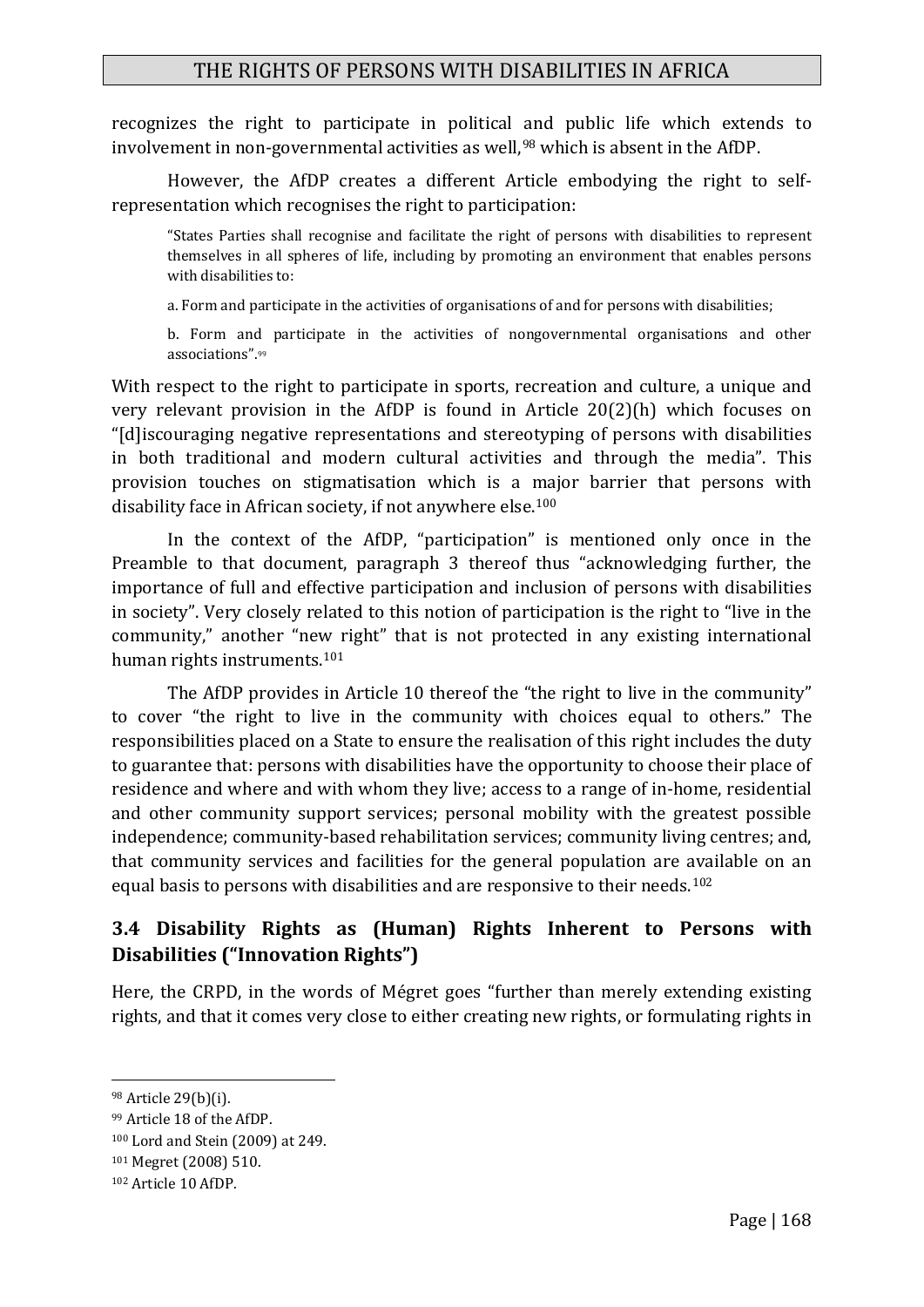recognizes the right to participate in political and public life which extends to involvement in non-governmental activities as well,[98] which is absent in the AfDP.

However, the AfDP creates a different Article embodying the right to self-representation which recognises the right to participation:

> "States Parties shall recognise and facilitate the right of persons with disabilities to represent themselves in all spheres of life, including by promoting an environment that enables persons with disabilities to:
>
> a. Form and participate in the activities of organisations of and for persons with disabilities;
>
> b. Form and participate in the activities of nongovernmental organisations and other associations".[99]

With respect to the right to participate in sports, recreation and culture, a unique and very relevant provision in the AfDP is found in Article 20(2)(h) which focuses on "[d]iscouraging negative representations and stereotyping of persons with disabilities in both traditional and modern cultural activities and through the media". This provision touches on stigmatisation which is a major barrier that persons with disability face in African society, if not anywhere else.[100]

In the context of the AfDP, "participation" is mentioned only once in the Preamble to that document, paragraph 3 thereof thus "acknowledging further, the importance of full and effective participation and inclusion of persons with disabilities in society". Very closely related to this notion of participation is the right to "live in the community," another "new right" that is not protected in any existing international human rights instruments.[101]

The AfDP provides in Article 10 thereof the "the right to live in the community" to cover "the right to live in the community with choices equal to others." The responsibilities placed on a State to ensure the realisation of this right includes the duty to guarantee that: persons with disabilities have the opportunity to choose their place of residence and where and with whom they live; access to a range of in-home, residential and other community support services; personal mobility with the greatest possible independence; community-based rehabilitation services; community living centres; and, that community services and facilities for the general population are available on an equal basis to persons with disabilities and are responsive to their needs.[102]

### 3.4 Disability Rights as (Human) Rights Inherent to Persons with Disabilities ("Innovation Rights")

Here, the CRPD, in the words of Mégret goes "further than merely extending existing rights, and that it comes very close to either creating new rights, or formulating rights in

---

[98] Article 29(b)(i).

[99] Article 18 of the AfDP.

[100] Lord and Stein (2009) at 249.

[101] Megret (2008) 510.

[102] Article 10 AfDP.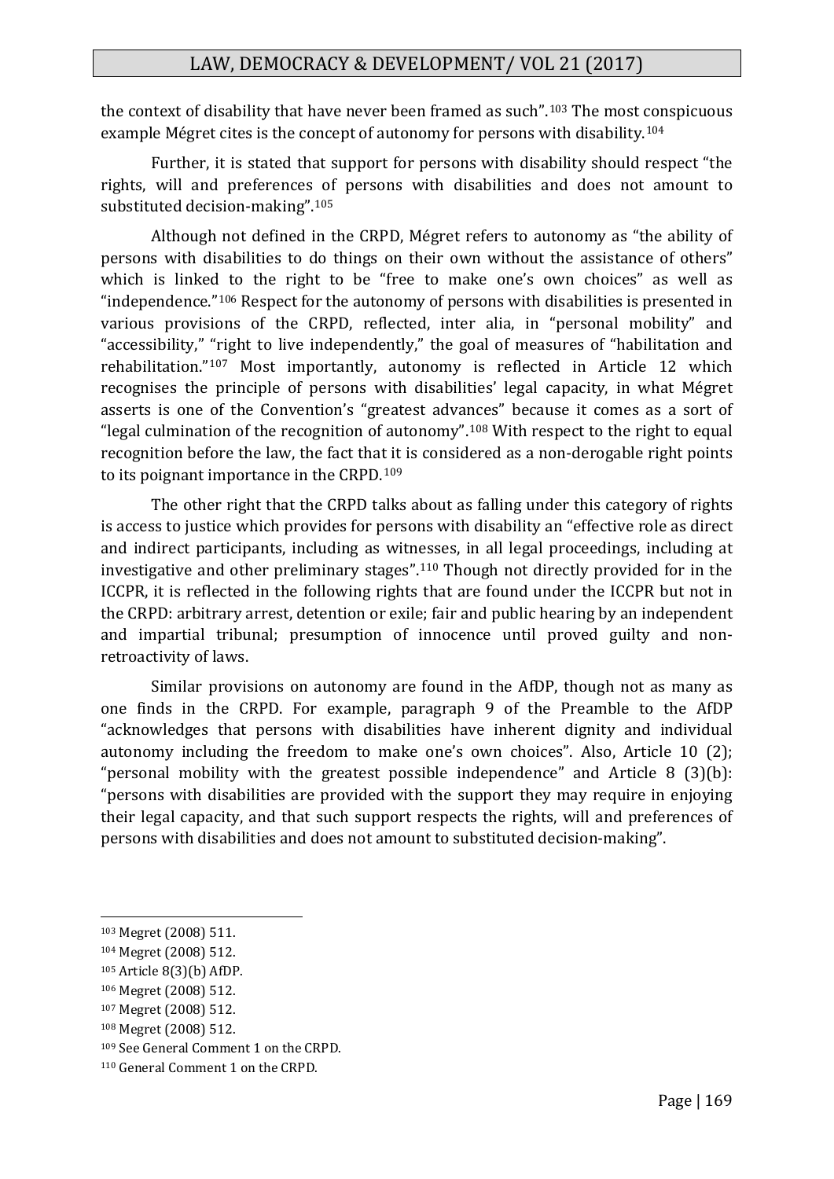the context of disability that have never been framed as such".[103] The most conspicuous example Mégret cites is the concept of autonomy for persons with disability.[104]

Further, it is stated that support for persons with disability should respect "the rights, will and preferences of persons with disabilities and does not amount to substituted decision-making".[105]

Although not defined in the CRPD, Mégret refers to autonomy as "the ability of persons with disabilities to do things on their own without the assistance of others" which is linked to the right to be "free to make one's own choices" as well as "independence."[106] Respect for the autonomy of persons with disabilities is presented in various provisions of the CRPD, reflected, inter alia, in "personal mobility" and "accessibility," "right to live independently," the goal of measures of "habilitation and rehabilitation."[107] Most importantly, autonomy is reflected in Article 12 which recognises the principle of persons with disabilities' legal capacity, in what Mégret asserts is one of the Convention's "greatest advances" because it comes as a sort of "legal culmination of the recognition of autonomy".[108] With respect to the right to equal recognition before the law, the fact that it is considered as a non-derogable right points to its poignant importance in the CRPD.[109]

The other right that the CRPD talks about as falling under this category of rights is access to justice which provides for persons with disability an "effective role as direct and indirect participants, including as witnesses, in all legal proceedings, including at investigative and other preliminary stages".[110] Though not directly provided for in the ICCPR, it is reflected in the following rights that are found under the ICCPR but not in the CRPD: arbitrary arrest, detention or exile; fair and public hearing by an independent and impartial tribunal; presumption of innocence until proved guilty and non-retroactivity of laws.

Similar provisions on autonomy are found in the AfDP, though not as many as one finds in the CRPD. For example, paragraph 9 of the Preamble to the AfDP "acknowledges that persons with disabilities have inherent dignity and individual autonomy including the freedom to make one's own choices". Also, Article 10 (2); "personal mobility with the greatest possible independence" and Article 8 (3)(b): "persons with disabilities are provided with the support they may require in enjoying their legal capacity, and that such support respects the rights, will and preferences of persons with disabilities and does not amount to substituted decision-making".

---

[103] Megret (2008) 511.

[104] Megret (2008) 512.

[105] Article 8(3)(b) AfDP.

[106] Megret (2008) 512.

[107] Megret (2008) 512.

[108] Megret (2008) 512.

[109] See General Comment 1 on the CRPD.

[110] General Comment 1 on the CRPD.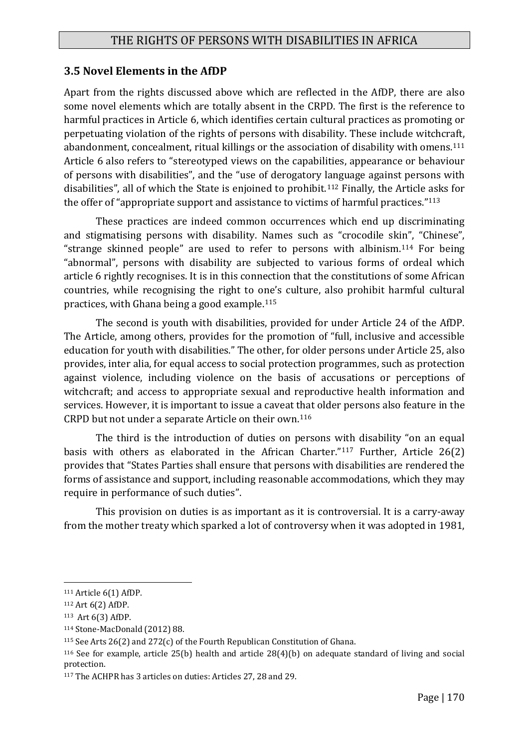### 3.5 Novel Elements in the AfDP

Apart from the rights discussed above which are reflected in the AfDP, there are also some novel elements which are totally absent in the CRPD. The first is the reference to harmful practices in Article 6, which identifies certain cultural practices as promoting or perpetuating violation of the rights of persons with disability. These include witchcraft, abandonment, concealment, ritual killings or the association of disability with omens.[111] Article 6 also refers to "stereotyped views on the capabilities, appearance or behaviour of persons with disabilities", and the "use of derogatory language against persons with disabilities", all of which the State is enjoined to prohibit.[112] Finally, the Article asks for the offer of "appropriate support and assistance to victims of harmful practices."[113]

These practices are indeed common occurrences which end up discriminating and stigmatising persons with disability. Names such as "crocodile skin", "Chinese", "strange skinned people" are used to refer to persons with albinism.[114] For being "abnormal", persons with disability are subjected to various forms of ordeal which article 6 rightly recognises. It is in this connection that the constitutions of some African countries, while recognising the right to one's culture, also prohibit harmful cultural practices, with Ghana being a good example.[115]

The second is youth with disabilities, provided for under Article 24 of the AfDP. The Article, among others, provides for the promotion of "full, inclusive and accessible education for youth with disabilities." The other, for older persons under Article 25, also provides, inter alia, for equal access to social protection programmes, such as protection against violence, including violence on the basis of accusations or perceptions of witchcraft; and access to appropriate sexual and reproductive health information and services. However, it is important to issue a caveat that older persons also feature in the CRPD but not under a separate Article on their own.[116]

The third is the introduction of duties on persons with disability "on an equal basis with others as elaborated in the African Charter."[117] Further, Article 26(2) provides that "States Parties shall ensure that persons with disabilities are rendered the forms of assistance and support, including reasonable accommodations, which they may require in performance of such duties".

This provision on duties is as important as it is controversial. It is a carry-away from the mother treaty which sparked a lot of controversy when it was adopted in 1981,

---

[111] Article 6(1) AfDP.

[112] Art 6(2) AfDP.

[113] Art 6(3) AfDP.

[114] Stone-MacDonald (2012) 88.

[115] See Arts 26(2) and 272(c) of the Fourth Republican Constitution of Ghana.

[116] See for example, article 25(b) health and article 28(4)(b) on adequate standard of living and social protection.

[117] The ACHPR has 3 articles on duties: Articles 27, 28 and 29.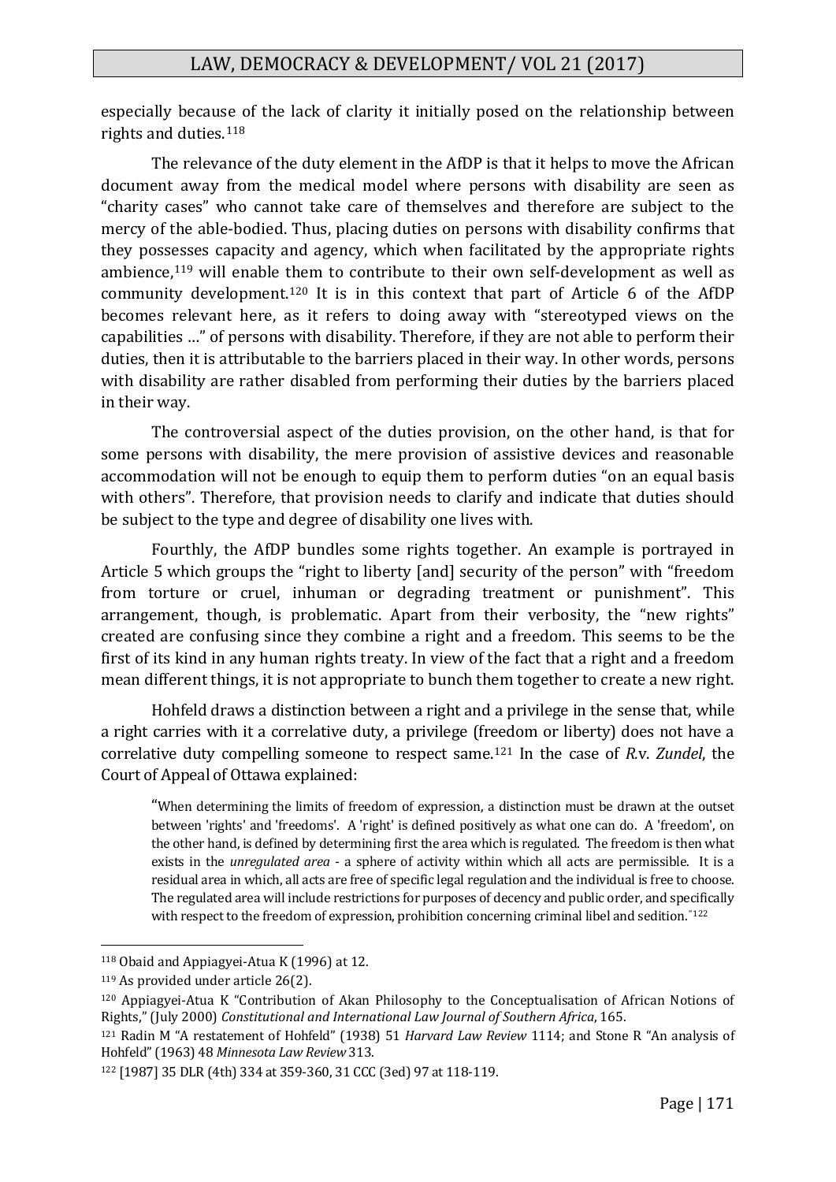especially because of the lack of clarity it initially posed on the relationship between rights and duties.[118]

The relevance of the duty element in the AfDP is that it helps to move the African document away from the medical model where persons with disability are seen as "charity cases" who cannot take care of themselves and therefore are subject to the mercy of the able-bodied. Thus, placing duties on persons with disability confirms that they possesses capacity and agency, which when facilitated by the appropriate rights ambience,[119] will enable them to contribute to their own self-development as well as community development.[120] It is in this context that part of Article 6 of the AfDP becomes relevant here, as it refers to doing away with "stereotyped views on the capabilities …" of persons with disability. Therefore, if they are not able to perform their duties, then it is attributable to the barriers placed in their way. In other words, persons with disability are rather disabled from performing their duties by the barriers placed in their way.

The controversial aspect of the duties provision, on the other hand, is that for some persons with disability, the mere provision of assistive devices and reasonable accommodation will not be enough to equip them to perform duties "on an equal basis with others". Therefore, that provision needs to clarify and indicate that duties should be subject to the type and degree of disability one lives with.

Fourthly, the AfDP bundles some rights together. An example is portrayed in Article 5 which groups the "right to liberty [and] security of the person" with "freedom from torture or cruel, inhuman or degrading treatment or punishment". This arrangement, though, is problematic. Apart from their verbosity, the "new rights" created are confusing since they combine a right and a freedom. This seems to be the first of its kind in any human rights treaty. In view of the fact that a right and a freedom mean different things, it is not appropriate to bunch them together to create a new right.

Hohfeld draws a distinction between a right and a privilege in the sense that, while a right carries with it a correlative duty, a privilege (freedom or liberty) does not have a correlative duty compelling someone to respect same.[121] In the case of *R.*v. *Zundel*, the Court of Appeal of Ottawa explained:

> "When determining the limits of freedom of expression, a distinction must be drawn at the outset between 'rights' and 'freedoms'. A 'right' is defined positively as what one can do. A 'freedom', on the other hand, is defined by determining first the area which is regulated. The freedom is then what exists in the *unregulated area* - a sphere of activity within which all acts are permissible. It is a residual area in which, all acts are free of specific legal regulation and the individual is free to choose. The regulated area will include restrictions for purposes of decency and public order, and specifically with respect to the freedom of expression, prohibition concerning criminal libel and sedition."[122]

---

[118] Obaid and Appiagyei-Atua K (1996) at 12.

[119] As provided under article 26(2).

[120] Appiagyei-Atua K "Contribution of Akan Philosophy to the Conceptualisation of African Notions of Rights," (July 2000) *Constitutional and International Law Journal of Southern Africa*, 165.

[121] Radin M "A restatement of Hohfeld" (1938) 51 *Harvard Law Review* 1114; and Stone R "An analysis of Hohfeld" (1963) 48 *Minnesota Law Review* 313.

[122] [1987] 35 DLR (4th) 334 at 359-360, 31 CCC (3ed) 97 at 118-119.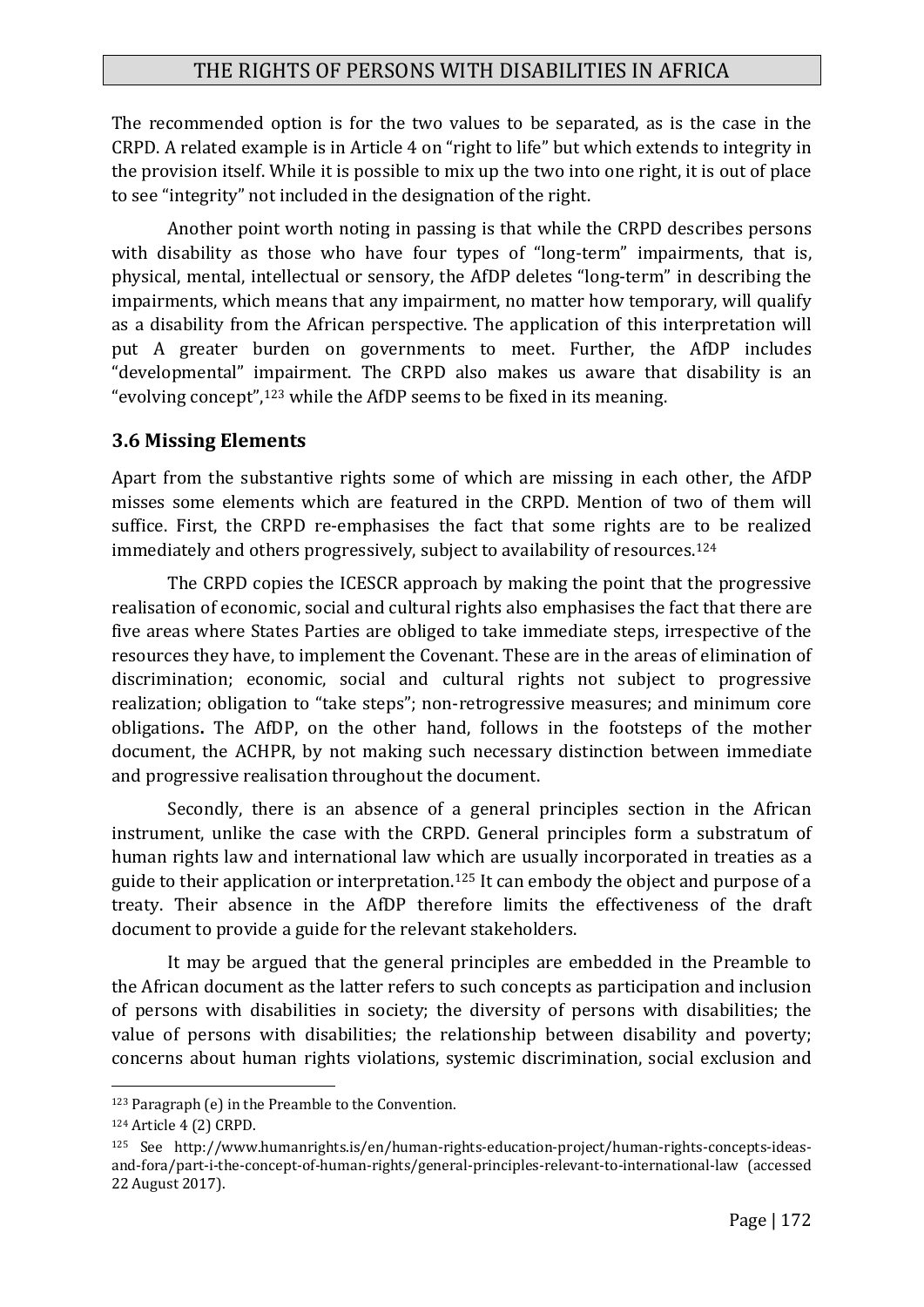The recommended option is for the two values to be separated, as is the case in the CRPD. A related example is in Article 4 on "right to life" but which extends to integrity in the provision itself. While it is possible to mix up the two into one right, it is out of place to see "integrity" not included in the designation of the right.

Another point worth noting in passing is that while the CRPD describes persons with disability as those who have four types of "long-term" impairments, that is, physical, mental, intellectual or sensory, the AfDP deletes "long-term" in describing the impairments, which means that any impairment, no matter how temporary, will qualify as a disability from the African perspective. The application of this interpretation will put A greater burden on governments to meet. Further, the AfDP includes "developmental" impairment. The CRPD also makes us aware that disability is an "evolving concept",[123] while the AfDP seems to be fixed in its meaning.

### 3.6 Missing Elements

Apart from the substantive rights some of which are missing in each other, the AfDP misses some elements which are featured in the CRPD. Mention of two of them will suffice. First, the CRPD re-emphasises the fact that some rights are to be realized immediately and others progressively, subject to availability of resources.[124]

The CRPD copies the ICESCR approach by making the point that the progressive realisation of economic, social and cultural rights also emphasises the fact that there are five areas where States Parties are obliged to take immediate steps, irrespective of the resources they have, to implement the Covenant. These are in the areas of elimination of discrimination; economic, social and cultural rights not subject to progressive realization; obligation to "take steps"; non-retrogressive measures; and minimum core obligations**.** The AfDP, on the other hand, follows in the footsteps of the mother document, the ACHPR, by not making such necessary distinction between immediate and progressive realisation throughout the document.

Secondly, there is an absence of a general principles section in the African instrument, unlike the case with the CRPD. General principles form a substratum of human rights law and international law which are usually incorporated in treaties as a guide to their application or interpretation.[125] It can embody the object and purpose of a treaty. Their absence in the AfDP therefore limits the effectiveness of the draft document to provide a guide for the relevant stakeholders.

It may be argued that the general principles are embedded in the Preamble to the African document as the latter refers to such concepts as participation and inclusion of persons with disabilities in society; the diversity of persons with disabilities; the value of persons with disabilities; the relationship between disability and poverty; concerns about human rights violations, systemic discrimination, social exclusion and

---

[123] Paragraph (e) in the Preamble to the Convention.

[124] Article 4 (2) CRPD.

[125] See http://www.humanrights.is/en/human-rights-education-project/human-rights-concepts-ideas-and-fora/part-i-the-concept-of-human-rights/general-principles-relevant-to-international-law (accessed 22 August 2017).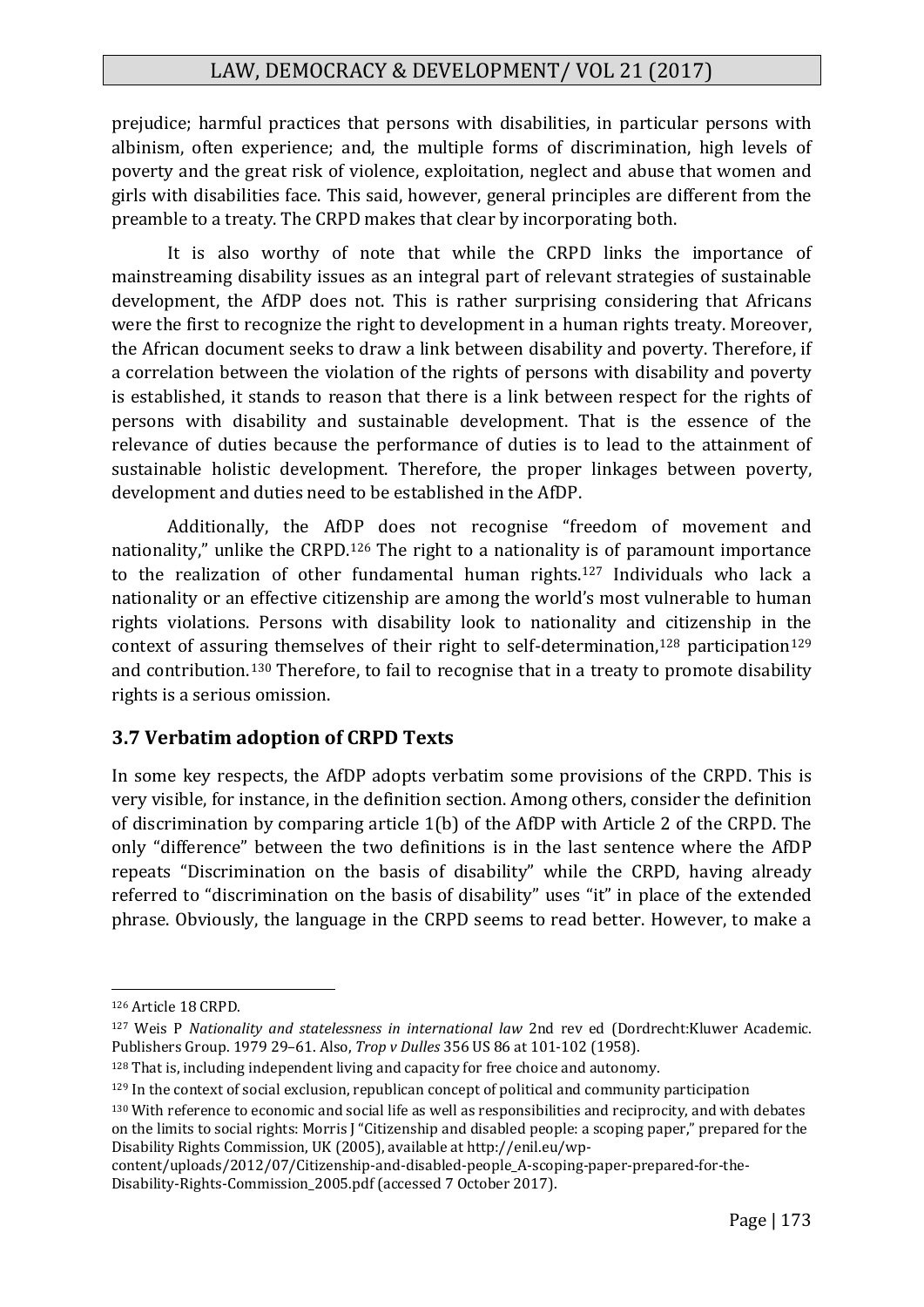prejudice; harmful practices that persons with disabilities, in particular persons with albinism, often experience; and, the multiple forms of discrimination, high levels of poverty and the great risk of violence, exploitation, neglect and abuse that women and girls with disabilities face. This said, however, general principles are different from the preamble to a treaty. The CRPD makes that clear by incorporating both.

It is also worthy of note that while the CRPD links the importance of mainstreaming disability issues as an integral part of relevant strategies of sustainable development, the AfDP does not. This is rather surprising considering that Africans were the first to recognize the right to development in a human rights treaty. Moreover, the African document seeks to draw a link between disability and poverty. Therefore, if a correlation between the violation of the rights of persons with disability and poverty is established, it stands to reason that there is a link between respect for the rights of persons with disability and sustainable development. That is the essence of the relevance of duties because the performance of duties is to lead to the attainment of sustainable holistic development. Therefore, the proper linkages between poverty, development and duties need to be established in the AfDP.

Additionally, the AfDP does not recognise "freedom of movement and nationality," unlike the CRPD.[126] The right to a nationality is of paramount importance to the realization of other fundamental human rights.[127] Individuals who lack a nationality or an effective citizenship are among the world's most vulnerable to human rights violations. Persons with disability look to nationality and citizenship in the context of assuring themselves of their right to self-determination,[128] participation[129] and contribution.[130] Therefore, to fail to recognise that in a treaty to promote disability rights is a serious omission.

### 3.7 Verbatim adoption of CRPD Texts

In some key respects, the AfDP adopts verbatim some provisions of the CRPD. This is very visible, for instance, in the definition section. Among others, consider the definition of discrimination by comparing article 1(b) of the AfDP with Article 2 of the CRPD. The only "difference" between the two definitions is in the last sentence where the AfDP repeats "Discrimination on the basis of disability" while the CRPD, having already referred to "discrimination on the basis of disability" uses "it" in place of the extended phrase. Obviously, the language in the CRPD seems to read better. However, to make a

---

[126] Article 18 CRPD.

[127] Weis P *Nationality and statelessness in international law* 2nd rev ed (Dordrecht:Kluwer Academic. Publishers Group. 1979 29–61. Also, *Trop v Dulles* 356 US 86 at 101-102 (1958).

[128] That is, including independent living and capacity for free choice and autonomy.

[129] In the context of social exclusion, republican concept of political and community participation

[130] With reference to economic and social life as well as responsibilities and reciprocity, and with debates on the limits to social rights: Morris J "Citizenship and disabled people: a scoping paper," prepared for the Disability Rights Commission, UK (2005), available at http://enil.eu/wp-content/uploads/2012/07/Citizenship-and-disabled-people_A-scoping-paper-prepared-for-the-Disability-Rights-Commission_2005.pdf (accessed 7 October 2017).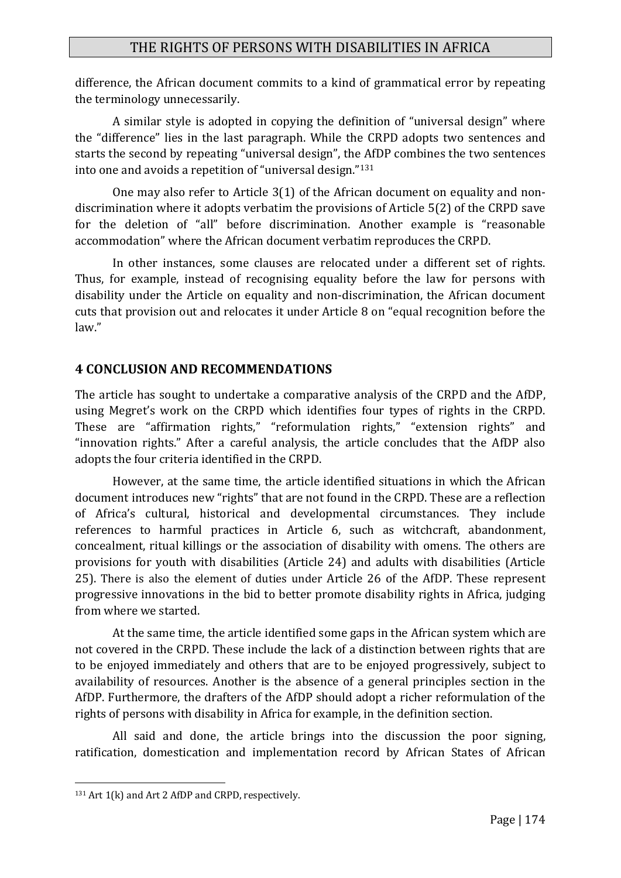difference, the African document commits to a kind of grammatical error by repeating the terminology unnecessarily.

A similar style is adopted in copying the definition of "universal design" where the "difference" lies in the last paragraph. While the CRPD adopts two sentences and starts the second by repeating "universal design", the AfDP combines the two sentences into one and avoids a repetition of "universal design."[131]

One may also refer to Article 3(1) of the African document on equality and non-discrimination where it adopts verbatim the provisions of Article 5(2) of the CRPD save for the deletion of "all" before discrimination. Another example is "reasonable accommodation" where the African document verbatim reproduces the CRPD.

In other instances, some clauses are relocated under a different set of rights. Thus, for example, instead of recognising equality before the law for persons with disability under the Article on equality and non-discrimination, the African document cuts that provision out and relocates it under Article 8 on "equal recognition before the law."

## 4 CONCLUSION AND RECOMMENDATIONS

The article has sought to undertake a comparative analysis of the CRPD and the AfDP, using Megret's work on the CRPD which identifies four types of rights in the CRPD. These are "affirmation rights," "reformulation rights," "extension rights" and "innovation rights." After a careful analysis, the article concludes that the AfDP also adopts the four criteria identified in the CRPD.

However, at the same time, the article identified situations in which the African document introduces new "rights" that are not found in the CRPD. These are a reflection of Africa's cultural, historical and developmental circumstances. They include references to harmful practices in Article 6, such as witchcraft, abandonment, concealment, ritual killings or the association of disability with omens. The others are provisions for youth with disabilities (Article 24) and adults with disabilities (Article 25). There is also the element of duties under Article 26 of the AfDP. These represent progressive innovations in the bid to better promote disability rights in Africa, judging from where we started.

At the same time, the article identified some gaps in the African system which are not covered in the CRPD. These include the lack of a distinction between rights that are to be enjoyed immediately and others that are to be enjoyed progressively, subject to availability of resources. Another is the absence of a general principles section in the AfDP. Furthermore, the drafters of the AfDP should adopt a richer reformulation of the rights of persons with disability in Africa for example, in the definition section.

All said and done, the article brings into the discussion the poor signing, ratification, domestication and implementation record by African States of African

---

[131] Art 1(k) and Art 2 AfDP and CRPD, respectively.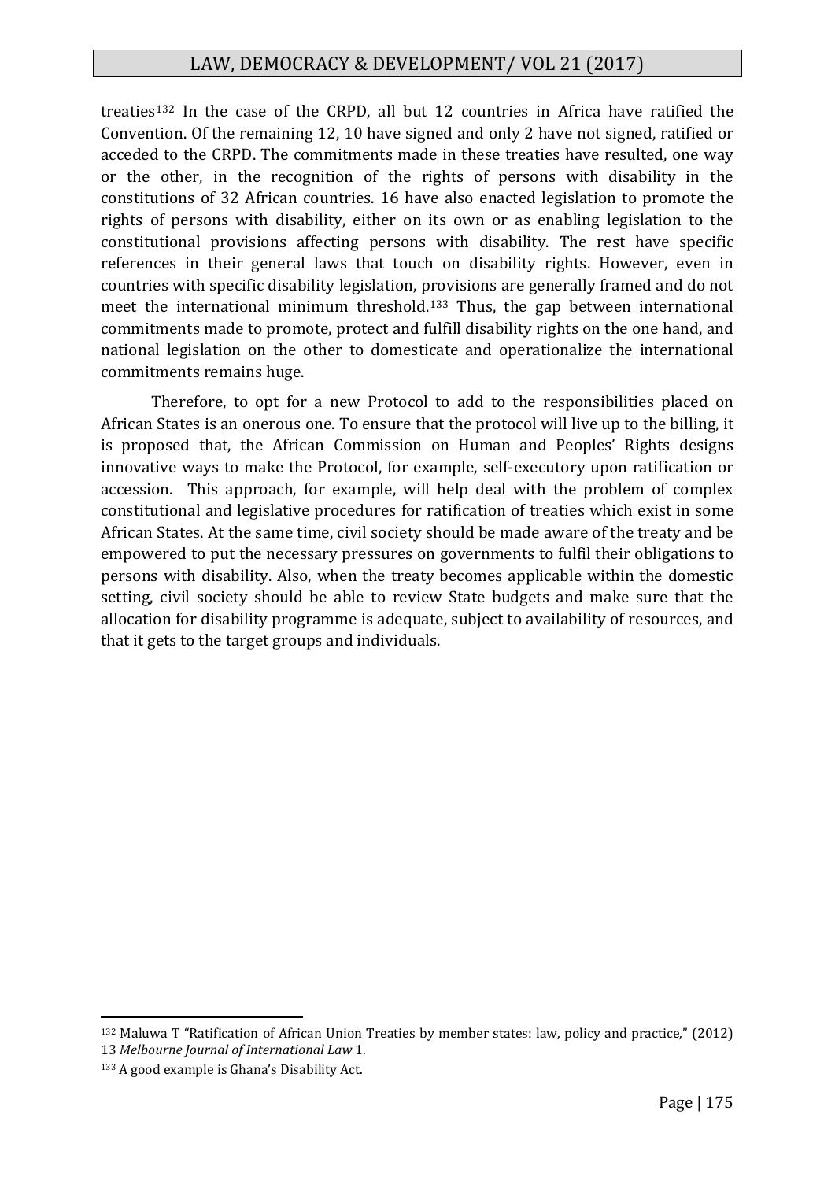treaties[132] In the case of the CRPD, all but 12 countries in Africa have ratified the Convention. Of the remaining 12, 10 have signed and only 2 have not signed, ratified or acceded to the CRPD. The commitments made in these treaties have resulted, one way or the other, in the recognition of the rights of persons with disability in the constitutions of 32 African countries. 16 have also enacted legislation to promote the rights of persons with disability, either on its own or as enabling legislation to the constitutional provisions affecting persons with disability. The rest have specific references in their general laws that touch on disability rights. However, even in countries with specific disability legislation, provisions are generally framed and do not meet the international minimum threshold.[133] Thus, the gap between international commitments made to promote, protect and fulfill disability rights on the one hand, and national legislation on the other to domesticate and operationalize the international commitments remains huge.

Therefore, to opt for a new Protocol to add to the responsibilities placed on African States is an onerous one. To ensure that the protocol will live up to the billing, it is proposed that, the African Commission on Human and Peoples' Rights designs innovative ways to make the Protocol, for example, self-executory upon ratification or accession. This approach, for example, will help deal with the problem of complex constitutional and legislative procedures for ratification of treaties which exist in some African States. At the same time, civil society should be made aware of the treaty and be empowered to put the necessary pressures on governments to fulfil their obligations to persons with disability. Also, when the treaty becomes applicable within the domestic setting, civil society should be able to review State budgets and make sure that the allocation for disability programme is adequate, subject to availability of resources, and that it gets to the target groups and individuals.

---

[132] Maluwa T "Ratification of African Union Treaties by member states: law, policy and practice," (2012) 13 *Melbourne Journal of International Law* 1.

[133] A good example is Ghana's Disability Act.